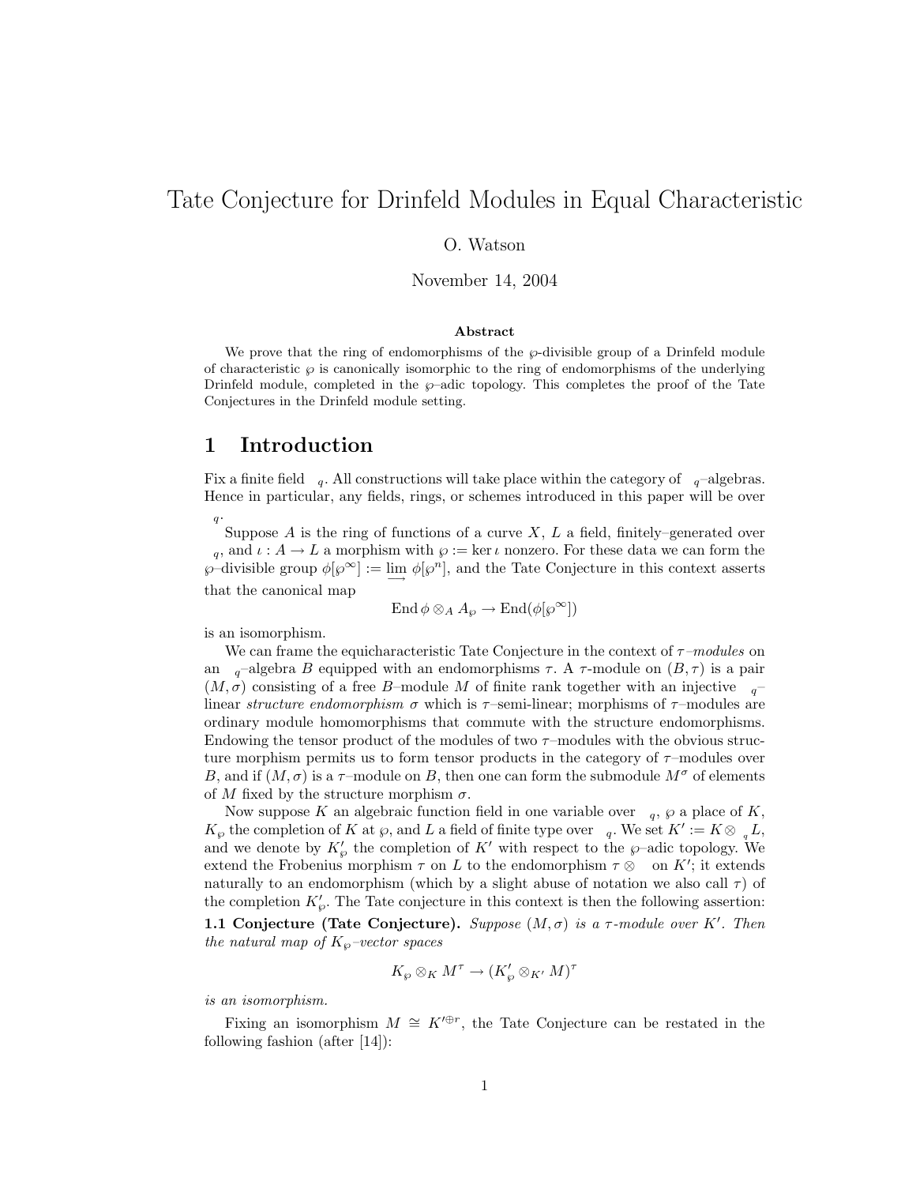# Tate Conjecture for Drinfeld Modules in Equal Characteristic

O. Watson

November 14, 2004

**Abstract**

We prove that the ring of endomorphisms of the $\wp$-divisible group of a Drinfeld module of characteristic $\wp$ is canonically isomorphic to the ring of endomorphisms of the underlying Drinfeld module, completed in the $\wp$–adic topology. This completes the proof of the Tate Conjectures in the Drinfeld module setting.

## 1 Introduction

Fix a finite field $\mathbb{F}_q$. All constructions will take place within the category of $\mathbb{F}_q$–algebras. Hence in particular, any fields, rings, or schemes introduced in this paper will be over $\mathbb{F}_q$.

Suppose $A$ is the ring of functions of a curve $X$, $L$ a field, finitely–generated over $\mathbb{F}_q$, and $\iota : A \to L$ a morphism with $\wp := \ker \iota$ nonzero. For these data we can form the $\wp$–divisible group $\phi[\wp^\infty] := \varinjlim \phi[\wp^n]$, and the Tate Conjecture in this context asserts that the canonical map

$$\operatorname{End} \phi \otimes_A A_\wp \to \operatorname{End}(\phi[\wp^\infty])$$

is an isomorphism.

We can frame the equicharacteristic Tate Conjecture in the context of *$\tau$–modules* on an $\mathbb{F}_q$–algebra $B$ equipped with an endomorphisms $\tau$. A $\tau$-module on $(B, \tau)$ is a pair $(M, \sigma)$ consisting of a free $B$–module $M$ of finite rank together with an injective $\mathbb{F}_q$–linear *structure endomorphism* $\sigma$ which is $\tau$–semi-linear; morphisms of $\tau$–modules are ordinary module homomorphisms that commute with the structure endomorphisms. Endowing the tensor product of the modules of two $\tau$–modules with the obvious structure morphism permits us to form tensor products in the category of $\tau$–modules over $B$, and if $(M, \sigma)$ is a $\tau$–module on $B$, then one can form the submodule $M^\sigma$ of elements of $M$ fixed by the structure morphism $\sigma$.

Now suppose $K$ an algebraic function field in one variable over $\mathbb{F}_q$, $\wp$ a place of $K$, $K_\wp$ the completion of $K$ at $\wp$, and $L$ a field of finite type over $\mathbb{F}_q$. We set $K' := K \otimes_{\mathbb{F}_q} L$, and we denote by $K'_\wp$ the completion of $K'$ with respect to the $\wp$–adic topology. We extend the Frobenius morphism $\tau$ on $L$ to the endomorphism $\tau \otimes \mathbb{1}$ on $K'$; it extends naturally to an endomorphism (which by a slight abuse of notation we also call $\tau$) of the completion $K'_\wp$. The Tate conjecture in this context is then the following assertion:

**1.1 Conjecture (Tate Conjecture).** *Suppose $(M, \sigma)$ is a $\tau$-module over $K'$. Then the natural map of $K_\wp$–vector spaces*

$$K_\wp \otimes_K M^\tau \to (K'_\wp \otimes_{K'} M)^\tau$$

*is an isomorphism.*

Fixing an isomorphism $M \cong K'^{\oplus r}$, the Tate Conjecture can be restated in the following fashion (after [14]):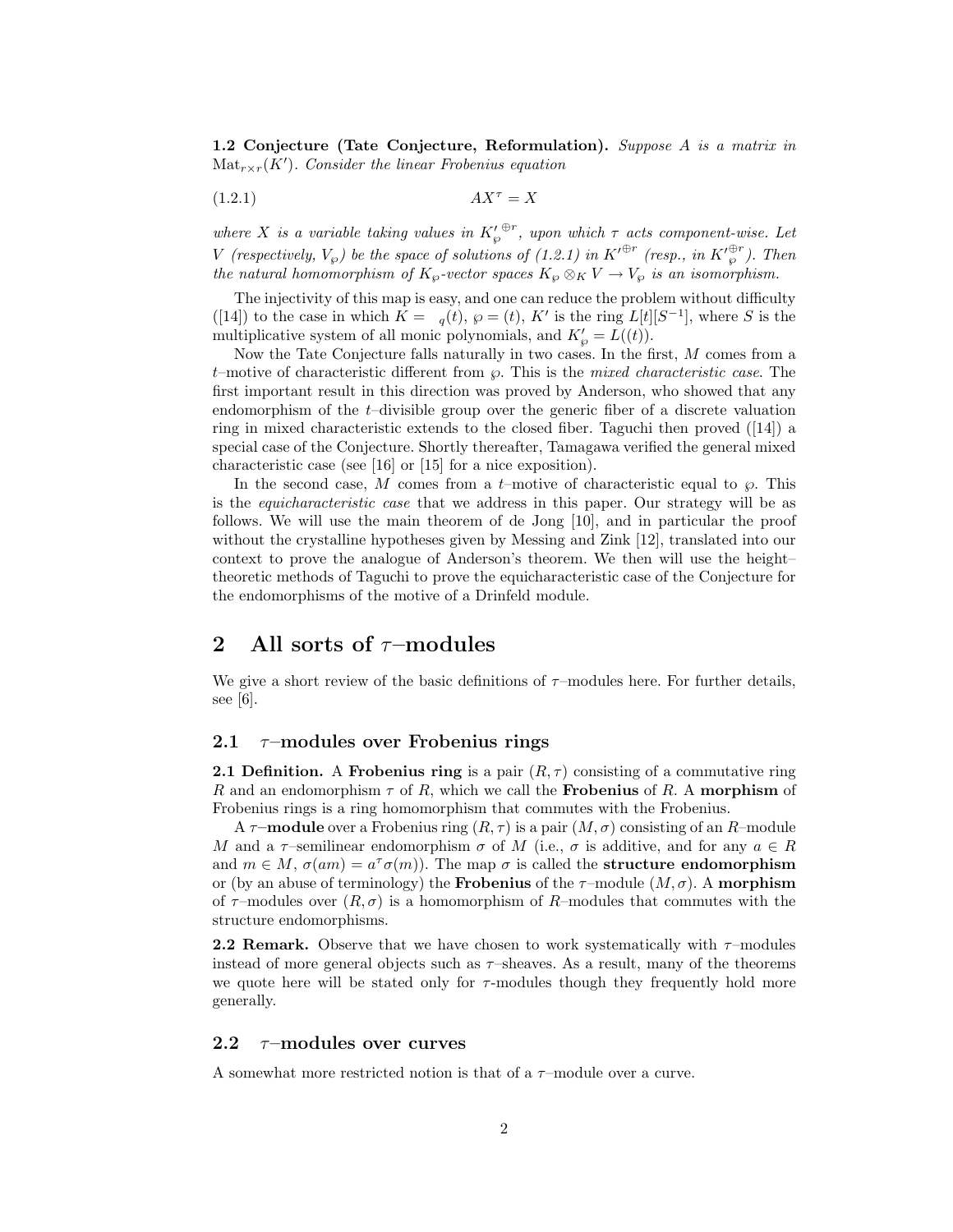**1.2 Conjecture (Tate Conjecture, Reformulation).** *Suppose $A$ is a matrix in $\mathrm{Mat}_{r\times r}(K')$. Consider the linear Frobenius equation*

$$AX^\tau = X \tag{1.2.1}$$

*where $X$ is a variable taking values in ${K'_\wp}^{\oplus r}$, upon which $\tau$ acts component-wise. Let $V$ (respectively, $V_\wp$) be the space of solutions of (1.2.1) in ${K'}^{\oplus r}$ (resp., in ${K'_\wp}^{\oplus r}$). Then the natural homomorphism of $K_\wp$-vector spaces $K_\wp \otimes_K V \to V_\wp$ is an isomorphism.*

The injectivity of this map is easy, and one can reduce the problem without difficulty ([14]) to the case in which $K = \mathbb{F}_q(t)$, $\wp = (t)$, $K'$ is the ring $L[t][S^{-1}]$, where $S$ is the multiplicative system of all monic polynomials, and $K'_\wp = L((t))$.

Now the Tate Conjecture falls naturally in two cases. In the first, $M$ comes from a $t$–motive of characteristic different from $\wp$. This is the *mixed characteristic case*. The first important result in this direction was proved by Anderson, who showed that any endomorphism of the $t$–divisible group over the generic fiber of a discrete valuation ring in mixed characteristic extends to the closed fiber. Taguchi then proved ([14]) a special case of the Conjecture. Shortly thereafter, Tamagawa verified the general mixed characteristic case (see [16] or [15] for a nice exposition).

In the second case, $M$ comes from a $t$–motive of characteristic equal to $\wp$. This is the *equicharacteristic case* that we address in this paper. Our strategy will be as follows. We will use the main theorem of de Jong [10], and in particular the proof without the crystalline hypotheses given by Messing and Zink [12], translated into our context to prove the analogue of Anderson's theorem. We then will use the height–theoretic methods of Taguchi to prove the equicharacteristic case of the Conjecture for the endomorphisms of the motive of a Drinfeld module.

# 2 All sorts of $\tau$–modules

We give a short review of the basic definitions of $\tau$–modules here. For further details, see [6].

## 2.1 $\tau$–modules over Frobenius rings

**2.1 Definition.** A **Frobenius ring** is a pair $(R, \tau)$ consisting of a commutative ring $R$ and an endomorphism $\tau$ of $R$, which we call the **Frobenius** of $R$. A **morphism** of Frobenius rings is a ring homomorphism that commutes with the Frobenius.

A **$\tau$–module** over a Frobenius ring $(R, \tau)$ is a pair $(M, \sigma)$ consisting of an $R$–module $M$ and a $\tau$–semilinear endomorphism $\sigma$ of $M$ (i.e., $\sigma$ is additive, and for any $a \in R$ and $m \in M$, $\sigma(am) = a^\tau\sigma(m)$). The map $\sigma$ is called the **structure endomorphism** or (by an abuse of terminology) the **Frobenius** of the $\tau$–module $(M, \sigma)$. A **morphism** of $\tau$–modules over $(R, \sigma)$ is a homomorphism of $R$–modules that commutes with the structure endomorphisms.

**2.2 Remark.** Observe that we have chosen to work systematically with $\tau$–modules instead of more general objects such as $\tau$–sheaves. As a result, many of the theorems we quote here will be stated only for $\tau$-modules though they frequently hold more generally.

## 2.2 $\tau$–modules over curves

A somewhat more restricted notion is that of a $\tau$–module over a curve.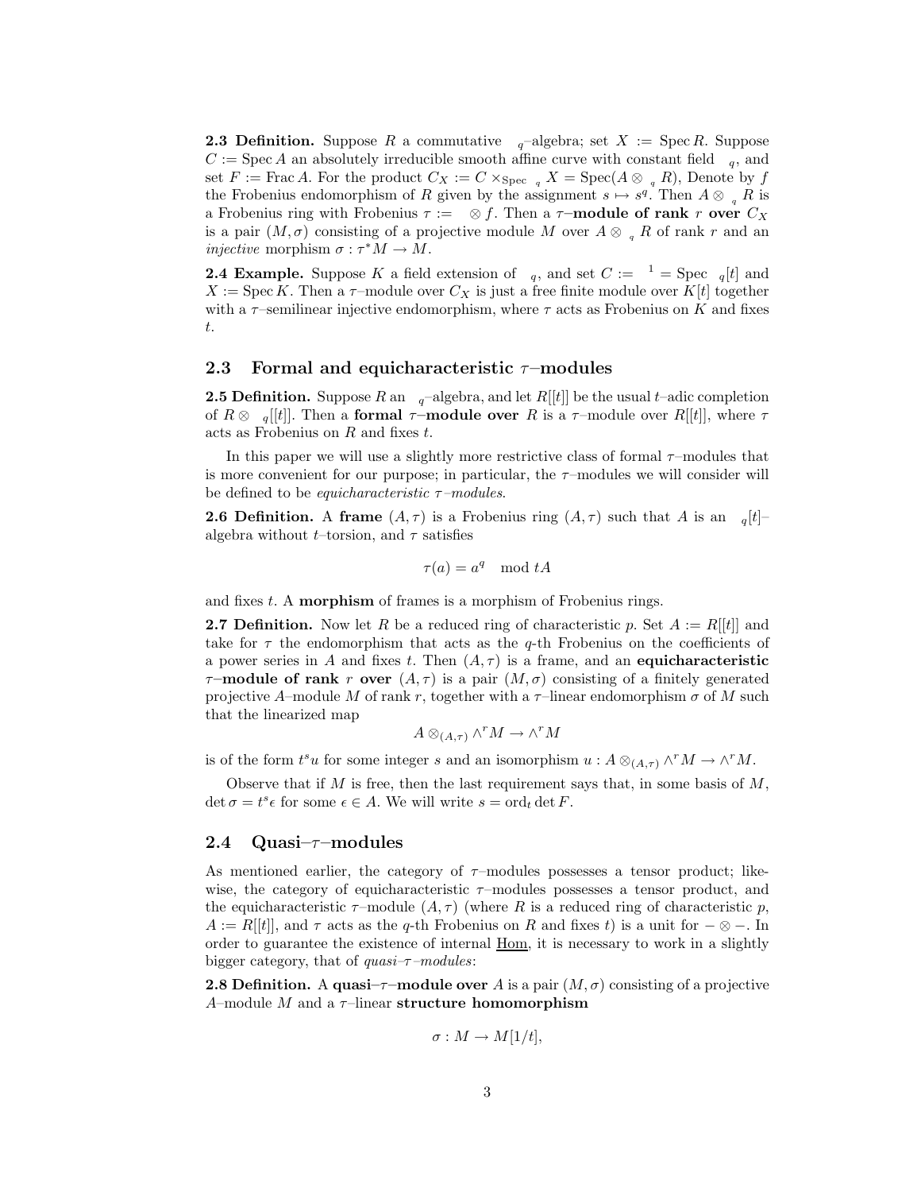**2.3 Definition.** Suppose $R$ a commutative $_q$–algebra; set $X := \operatorname{Spec} R$. Suppose $C := \operatorname{Spec} A$ an absolutely irreducible smooth affine curve with constant field $_q$, and set $F := \operatorname{Frac} A$. For the product $C_X := C \times_{\operatorname{Spec} _q} X = \operatorname{Spec}(A \otimes_{_q} R)$, Denote by $f$ the Frobenius endomorphism of $R$ given by the assignment $s \mapsto s^q$. Then $A \otimes_{_q} R$ is a Frobenius ring with Frobenius $\tau := \ \otimes f$. Then a **$\tau$–module of rank $r$ over $C_X$** is a pair $(M, \sigma)$ consisting of a projective module $M$ over $A \otimes_{_q} R$ of rank $r$ and an *injective* morphism $\sigma : \tau^* M \to M$.

**2.4 Example.** Suppose $K$ a field extension of $_q$, and set $C := \ ^1 = \operatorname{Spec} \ _q[t]$ and $X := \operatorname{Spec} K$. Then a $\tau$–module over $C_X$ is just a free finite module over $K[t]$ together with a $\tau$–semilinear injective endomorphism, where $\tau$ acts as Frobenius on $K$ and fixes $t$.

## 2.3 Formal and equicharacteristic $\tau$–modules

**2.5 Definition.** Suppose $R$ an $_q$–algebra, and let $R[[t]]$ be the usual $t$–adic completion of $R \otimes \ _q[[t]]$. Then a **formal $\tau$–module over** $R$ is a $\tau$–module over $R[[t]]$, where $\tau$ acts as Frobenius on $R$ and fixes $t$.

In this paper we will use a slightly more restrictive class of formal $\tau$–modules that is more convenient for our purpose; in particular, the $\tau$–modules we will consider will be defined to be *equicharacteristic $\tau$–modules*.

**2.6 Definition.** A **frame** $(A, \tau)$ is a Frobenius ring $(A, \tau)$ such that $A$ is an $_q[t]$–algebra without $t$–torsion, and $\tau$ satisfies

$$\tau(a) = a^q \mod tA$$

and fixes $t$. A **morphism** of frames is a morphism of Frobenius rings.

**2.7 Definition.** Now let $R$ be a reduced ring of characteristic $p$. Set $A := R[[t]]$ and take for $\tau$ the endomorphism that acts as the $q$-th Frobenius on the coefficients of a power series in $A$ and fixes $t$. Then $(A, \tau)$ is a frame, and an **equicharacteristic $\tau$–module of rank $r$ over** $(A, \tau)$ is a pair $(M, \sigma)$ consisting of a finitely generated projective $A$–module $M$ of rank $r$, together with a $\tau$–linear endomorphism $\sigma$ of $M$ such that the linearized map

$$A \otimes_{(A,\tau)} \wedge^r M \to \wedge^r M$$

is of the form $t^s u$ for some integer $s$ and an isomorphism $u : A \otimes_{(A,\tau)} \wedge^r M \to \wedge^r M$.

Observe that if $M$ is free, then the last requirement says that, in some basis of $M$, $\det \sigma = t^s \epsilon$ for some $\epsilon \in A$. We will write $s = \operatorname{ord}_t \det F$.

## 2.4 Quasi–$\tau$–modules

As mentioned earlier, the category of $\tau$–modules possesses a tensor product; likewise, the category of equicharacteristic $\tau$–modules possesses a tensor product, and the equicharacteristic $\tau$–module $(A, \tau)$ (where $R$ is a reduced ring of characteristic $p$, $A := R[[t]]$, and $\tau$ acts as the $q$-th Frobenius on $R$ and fixes $t$) is a unit for $- \otimes -$. In order to guarantee the existence of internal $\underline{\operatorname{Hom}}$, it is necessary to work in a slightly bigger category, that of *quasi–$\tau$–modules*:

**2.8 Definition.** A **quasi–$\tau$–module over** $A$ is a pair $(M, \sigma)$ consisting of a projective $A$–module $M$ and a $\tau$–linear **structure homomorphism**

$$\sigma : M \to M[1/t],$$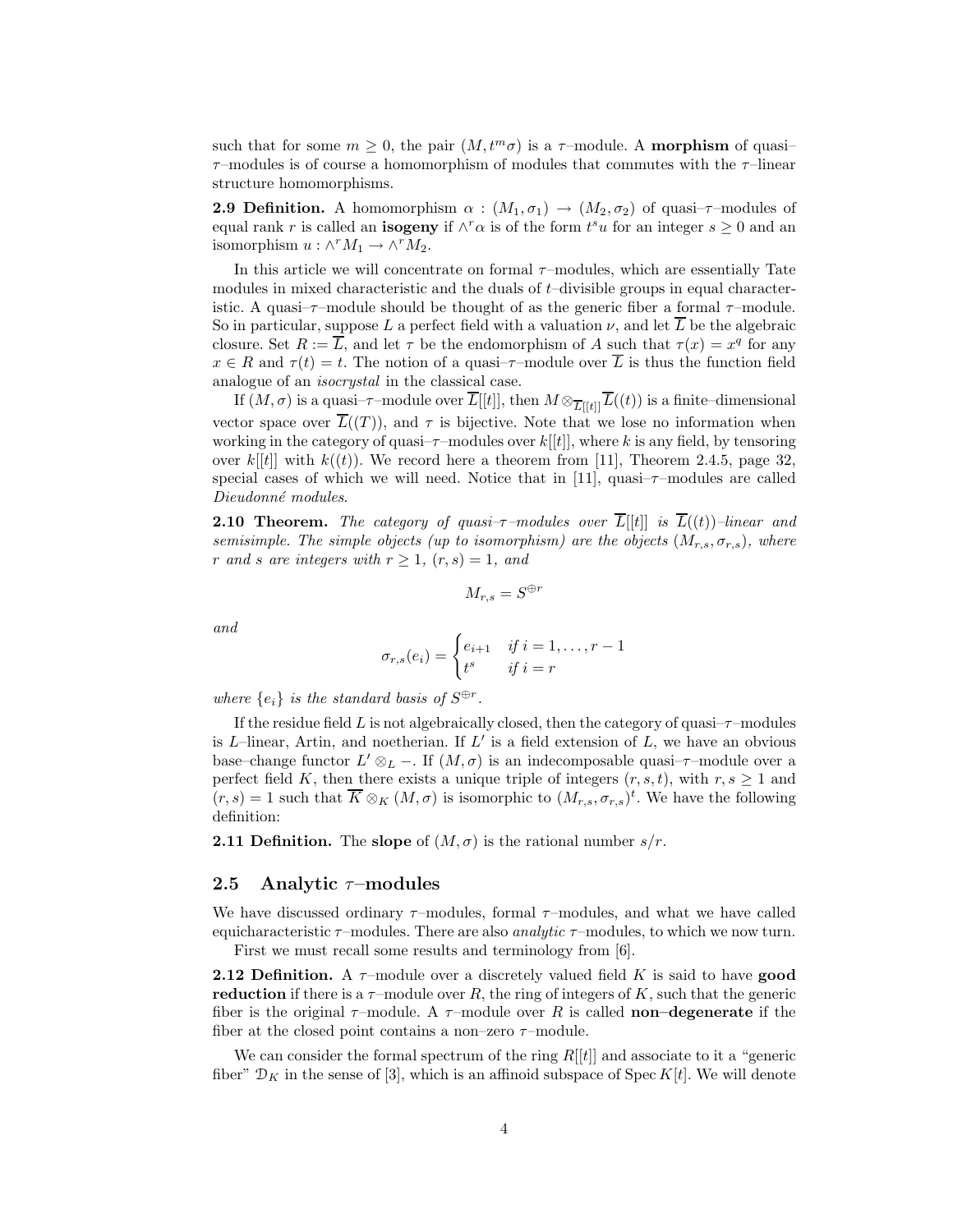such that for some $m \geq 0$, the pair $(M, t^m\sigma)$ is a $\tau$–module. A **morphism** of quasi–$\tau$–modules is of course a homomorphism of modules that commutes with the $\tau$–linear structure homomorphisms.

**2.9 Definition.** A homomorphism $\alpha : (M_1, \sigma_1) \to (M_2, \sigma_2)$ of quasi–$\tau$–modules of equal rank $r$ is called an **isogeny** if $\wedge^r \alpha$ is of the form $t^s u$ for an integer $s \geq 0$ and an isomorphism $u : \wedge^r M_1 \to \wedge^r M_2$.

In this article we will concentrate on formal $\tau$–modules, which are essentially Tate modules in mixed characteristic and the duals of $t$–divisible groups in equal characteristic. A quasi–$\tau$–module should be thought of as the generic fiber a formal $\tau$–module. So in particular, suppose $L$ a perfect field with a valuation $\nu$, and let $\overline{L}$ be the algebraic closure. Set $R := \overline{L}$, and let $\tau$ be the endomorphism of $A$ such that $\tau(x) = x^q$ for any $x \in R$ and $\tau(t) = t$. The notion of a quasi–$\tau$–module over $\overline{L}$ is thus the function field analogue of an *isocrystal* in the classical case.

If $(M, \sigma)$ is a quasi–$\tau$–module over $\overline{L}[[t]]$, then $M \otimes_{\overline{L}[[t]]} \overline{L}((t))$ is a finite–dimensional vector space over $\overline{L}((T))$, and $\tau$ is bijective. Note that we lose no information when working in the category of quasi–$\tau$–modules over $k[[t]]$, where $k$ is any field, by tensoring over $k[[t]]$ with $k((t))$. We record here a theorem from [11], Theorem 2.4.5, page 32, special cases of which we will need. Notice that in [11], quasi–$\tau$–modules are called *Dieudonné modules*.

**2.10 Theorem.** *The category of quasi–$\tau$–modules over $\overline{L}[[t]]$ is $\overline{L}((t))$–linear and semisimple. The simple objects (up to isomorphism) are the objects $(M_{r,s}, \sigma_{r,s})$, where $r$ and $s$ are integers with $r \geq 1$, $(r, s) = 1$, and*

$$M_{r,s} = S^{\oplus r}$$

*and*

$$\sigma_{r,s}(e_i) = \begin{cases} e_{i+1} & \text{if } i = 1, \ldots, r-1 \\ t^s & \text{if } i = r \end{cases}$$

*where $\{e_i\}$ is the standard basis of $S^{\oplus r}$.*

If the residue field $L$ is not algebraically closed, then the category of quasi–$\tau$–modules is $L$–linear, Artin, and noetherian. If $L'$ is a field extension of $L$, we have an obvious base–change functor $L' \otimes_L -$. If $(M, \sigma)$ is an indecomposable quasi–$\tau$–module over a perfect field $K$, then there exists a unique triple of integers $(r, s, t)$, with $r, s \geq 1$ and $(r, s) = 1$ such that $\overline{K} \otimes_K (M, \sigma)$ is isomorphic to $(M_{r,s}, \sigma_{r,s})^t$. We have the following definition:

**2.11 Definition.** The **slope** of $(M, \sigma)$ is the rational number $s/r$.

## 2.5 Analytic $\tau$–modules

We have discussed ordinary $\tau$–modules, formal $\tau$–modules, and what we have called equicharacteristic $\tau$–modules. There are also *analytic* $\tau$–modules, to which we now turn.

First we must recall some results and terminology from [6].

**2.12 Definition.** A $\tau$–module over a discretely valued field $K$ is said to have **good reduction** if there is a $\tau$–module over $R$, the ring of integers of $K$, such that the generic fiber is the original $\tau$–module. A $\tau$–module over $R$ is called **non–degenerate** if the fiber at the closed point contains a non–zero $\tau$–module.

We can consider the formal spectrum of the ring $R[[t]]$ and associate to it a "generic fiber" $\mathcal{D}_K$ in the sense of [3], which is an affinoid subspace of $\operatorname{Spec} K[t]$. We will denote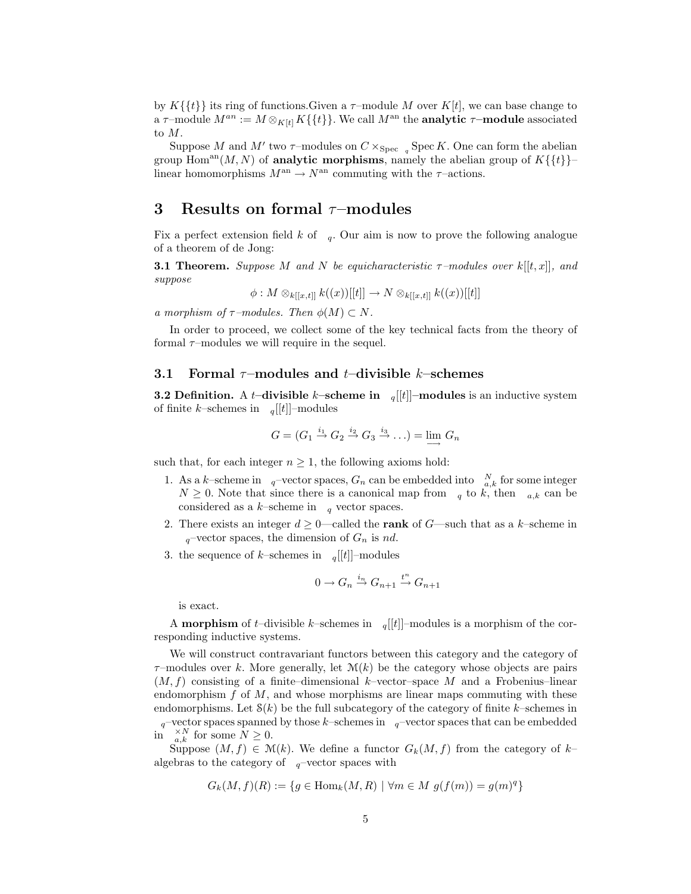by $K\{\{t\}\}$ its ring of functions.Given a $\tau$–module $M$ over $K[t]$, we can base change to a $\tau$–module $M^{an} := M \otimes_{K[t]} K\{\{t\}\}$. We call $M^{\text{an}}$ the **analytic $\tau$–module** associated to $M$.

Suppose $M$ and $M'$ two $\tau$–modules on $C \times_{\text{Spec } \mathbb{F}_q} \text{Spec } K$. One can form the abelian group $\text{Hom}^{\text{an}}(M, N)$ of **analytic morphisms**, namely the abelian group of $K\{\{t\}\}$–linear homomorphisms $M^{\text{an}} \to N^{\text{an}}$ commuting with the $\tau$–actions.

# 3 Results on formal $\tau$–modules

Fix a perfect extension field $k$ of $\mathbb{F}_q$. Our aim is now to prove the following analogue of a theorem of de Jong:

**3.1 Theorem.** *Suppose $M$ and $N$ be equicharacteristic $\tau$–modules over $k[[t, x]]$, and suppose*

$$\phi : M \otimes_{k[[x,t]]} k((x))[[t]] \to N \otimes_{k[[x,t]]} k((x))[[t]]$$

*a morphism of $\tau$–modules. Then $\phi(M) \subset N$.*

In order to proceed, we collect some of the key technical facts from the theory of formal $\tau$–modules we will require in the sequel.

## 3.1 Formal $\tau$–modules and $t$–divisible $k$–schemes

**3.2 Definition.** A **$t$–divisible $k$–scheme in $\mathbb{F}_q[[t]]$–modules** is an inductive system of finite $k$–schemes in $\mathbb{F}_q[[t]]$–modules

$$G = (G_1 \xrightarrow{i_1} G_2 \xrightarrow{i_2} G_3 \xrightarrow{i_3} \ldots) = \varinjlim G_n$$

such that, for each integer $n \geq 1$, the following axioms hold:

1. As a $k$–scheme in $\mathbb{F}_q$–vector spaces, $G_n$ can be embedded into $\mathbb{G}_{a,k}^N$ for some integer $N \geq 0$. Note that since there is a canonical map from $\mathbb{F}_q$ to $k$, then $\mathbb{G}_{a,k}$ can be considered as a $k$–scheme in $\mathbb{F}_q$ vector spaces.
2. There exists an integer $d \geq 0$—called the **rank** of $G$—such that as a $k$–scheme in $\mathbb{F}_q$–vector spaces, the dimension of $G_n$ is $nd$.
3. the sequence of $k$–schemes in $\mathbb{F}_q[[t]]$–modules

$$0 \to G_n \xrightarrow{i_n} G_{n+1} \xrightarrow{t^n} G_{n+1}$$

is exact.

A **morphism** of $t$–divisible $k$–schemes in $\mathbb{F}_q[[t]]$–modules is a morphism of the corresponding inductive systems.

We will construct contravariant functors between this category and the category of $\tau$–modules over $k$. More generally, let $\mathcal{M}(k)$ be the category whose objects are pairs $(M, f)$ consisting of a finite–dimensional $k$–vector–space $M$ and a Frobenius–linear endomorphism $f$ of $M$, and whose morphisms are linear maps commuting with these endomorphisms. Let $\mathcal{S}(k)$ be the full subcategory of the category of finite $k$–schemes in $\mathbb{F}_q$–vector spaces spanned by those $k$–schemes in $\mathbb{F}_q$–vector spaces that can be embedded in $\mathbb{G}_{a,k}^{\times N}$ for some $N \geq 0$.

Suppose $(M, f) \in \mathcal{M}(k)$. We define a functor $G_k(M, f)$ from the category of $k$–algebras to the category of $\mathbb{F}_q$–vector spaces with

$$G_k(M, f)(R) := \{g \in \text{Hom}_k(M, R) \mid \forall m \in M \ g(f(m)) = g(m)^q\}$$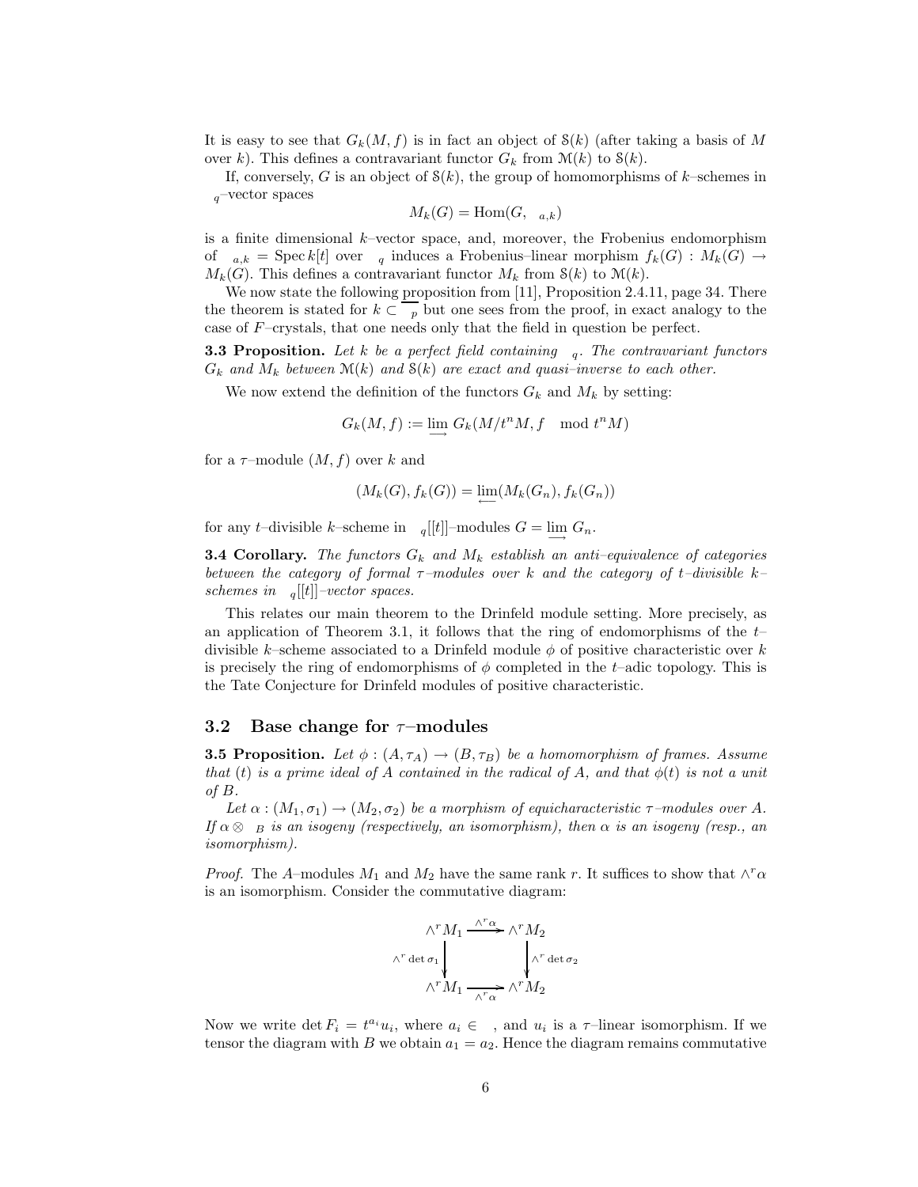It is easy to see that $G_k(M,f)$ is in fact an object of $\mathcal{S}(k)$ (after taking a basis of $M$ over $k$). This defines a contravariant functor $G_k$ from $\mathcal{M}(k)$ to $\mathcal{S}(k)$.

If, conversely, $G$ is an object of $\mathcal{S}(k)$, the group of homomorphisms of $k$–schemes in $\mathbb{F}_q$–vector spaces

$$M_k(G) = \mathrm{Hom}(G, \mathbb{G}_{a,k})$$

is a finite dimensional $k$–vector space, and, moreover, the Frobenius endomorphism of $\mathbb{G}_{a,k} = \operatorname{Spec} k[t]$ over $\mathbb{F}_q$ induces a Frobenius–linear morphism $f_k(G) : M_k(G) \to M_k(G)$. This defines a contravariant functor $M_k$ from $\mathcal{S}(k)$ to $\mathcal{M}(k)$.

We now state the following proposition from [11], Proposition 2.4.11, page 34. There the theorem is stated for $k \subset \overline{\mathbb{F}_p}$ but one sees from the proof, in exact analogy to the case of $F$–crystals, that one needs only that the field in question be perfect.

**3.3 Proposition.** *Let $k$ be a perfect field containing $\mathbb{F}_q$. The contravariant functors $G_k$ and $M_k$ between $\mathcal{M}(k)$ and $\mathcal{S}(k)$ are exact and quasi–inverse to each other.*

We now extend the definition of the functors $G_k$ and $M_k$ by setting:

$$G_k(M,f) := \varinjlim G_k(M/t^nM, f \mod t^nM)$$

for a $\tau$–module $(M,f)$ over $k$ and

$$(M_k(G), f_k(G)) = \varprojlim (M_k(G_n), f_k(G_n))$$

for any $t$–divisible $k$–scheme in $\mathbb{F}_q[[t]]$–modules $G = \varinjlim G_n$.

**3.4 Corollary.** *The functors $G_k$ and $M_k$ establish an anti–equivalence of categories between the category of formal $\tau$–modules over $k$ and the category of $t$–divisible $k$–schemes in $\mathbb{F}_q[[t]]$–vector spaces.*

This relates our main theorem to the Drinfeld module setting. More precisely, as an application of Theorem 3.1, it follows that the ring of endomorphisms of the $t$–divisible $k$–scheme associated to a Drinfeld module $\phi$ of positive characteristic over $k$ is precisely the ring of endomorphisms of $\phi$ completed in the $t$–adic topology. This is the Tate Conjecture for Drinfeld modules of positive characteristic.

## 3.2 Base change for $\tau$–modules

**3.5 Proposition.** *Let $\phi : (A, \tau_A) \to (B, \tau_B)$ be a homomorphism of frames. Assume that $(t)$ is a prime ideal of $A$ contained in the radical of $A$, and that $\phi(t)$ is not a unit of $B$.*

*Let $\alpha : (M_1, \sigma_1) \to (M_2, \sigma_2)$ be a morphism of equicharacteristic $\tau$–modules over $A$. If $\alpha \otimes_{\mathbb{}} B$ is an isogeny (respectively, an isomorphism), then $\alpha$ is an isogeny (resp., an isomorphism).*

*Proof.* The $A$–modules $M_1$ and $M_2$ have the same rank $r$. It suffices to show that $\wedge^r \alpha$ is an isomorphism. Consider the commutative diagram:

$$\begin{array}{ccc} \wedge^r M_1 & \xrightarrow{\wedge^r \alpha} & \wedge^r M_2 \\ \Big\downarrow {\scriptstyle \wedge^r \det \sigma_1} & & \Big\downarrow {\scriptstyle \wedge^r \det \sigma_2} \\ \wedge^r M_1 & \xrightarrow[\wedge^r \alpha]{} & \wedge^r M_2 \end{array}$$

Now we write $\det F_i = t^{a_i} u_i$, where $a_i \in \mathbb{N}$, and $u_i$ is a $\tau$–linear isomorphism. If we tensor the diagram with $B$ we obtain $a_1 = a_2$. Hence the diagram remains commutative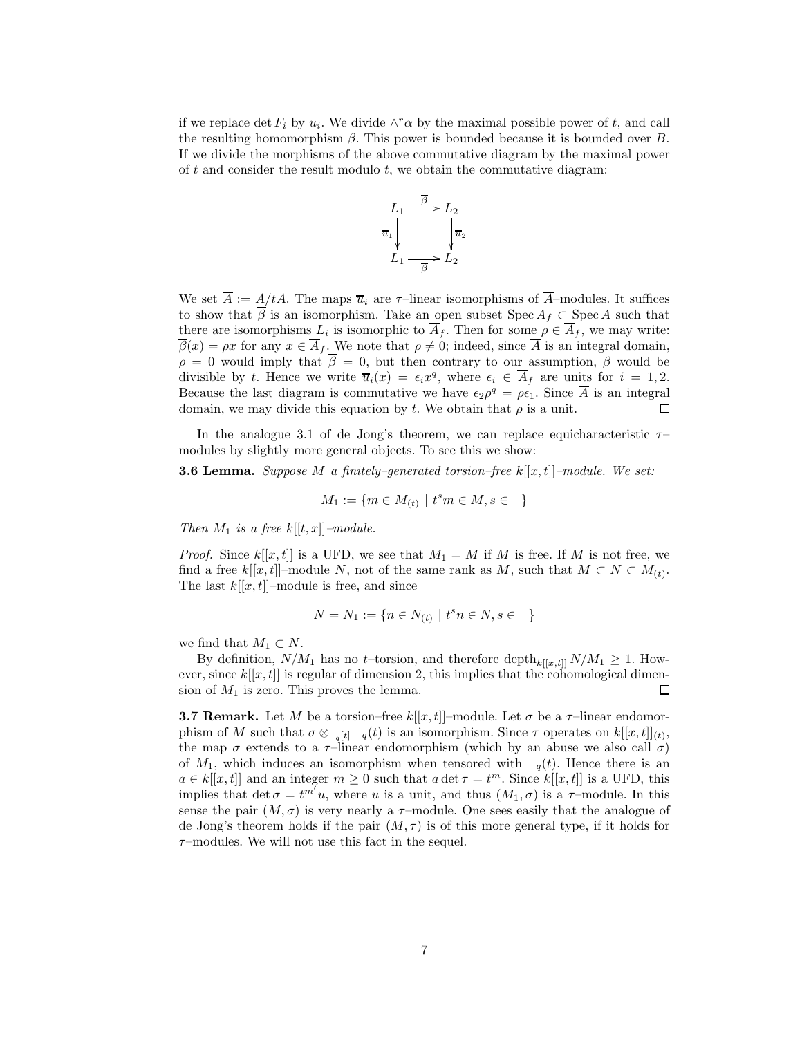if we replace $\det F_i$ by $u_i$. We divide $\wedge^r \alpha$ by the maximal possible power of $t$, and call the resulting homomorphism $\beta$. This power is bounded because it is bounded over $B$. If we divide the morphisms of the above commutative diagram by the maximal power of $t$ and consider the result modulo $t$, we obtain the commutative diagram:

$$
\begin{array}{ccc}
L_1 & \xrightarrow{\overline{\beta}} & L_2 \\
{\scriptstyle \overline{u}_1}\downarrow & & \downarrow{\scriptstyle \overline{u}_2} \\
L_1 & \xrightarrow[\overline{\beta}]{} & L_2
\end{array}
$$

We set $\overline{A} := A/tA$. The maps $\overline{u}_i$ are $\tau$–linear isomorphisms of $\overline{A}$–modules. It suffices to show that $\overline{\beta}$ is an isomorphism. Take an open subset $\operatorname{Spec} \overline{A}_f \subset \operatorname{Spec} \overline{A}$ such that there are isomorphisms $L_i$ is isomorphic to $\overline{A}_f$. Then for some $\rho \in \overline{A}_f$, we may write: $\overline{\beta}(x) = \rho x$ for any $x \in \overline{A}_f$. We note that $\rho \neq 0$; indeed, since $\overline{A}$ is an integral domain, $\rho = 0$ would imply that $\overline{\beta} = 0$, but then contrary to our assumption, $\beta$ would be divisible by $t$. Hence we write $\overline{u}_i(x) = \epsilon_i x^q$, where $\epsilon_i \in \overline{A}_f$ are units for $i = 1, 2$. Because the last diagram is commutative we have $\epsilon_2 \rho^q = \rho \epsilon_1$. Since $\overline{A}$ is an integral domain, we may divide this equation by $t$. We obtain that $\rho$ is a unit. $\square$

In the analogue 3.1 of de Jong's theorem, we can replace equicharacteristic $\tau$–modules by slightly more general objects. To see this we show:

**3.6 Lemma.** *Suppose $M$ a finitely–generated torsion–free $k[[x,t]]$–module. We set:*

$$M_1 := \{ m \in M_{(t)} \mid t^s m \in M, s \in \quad \}$$

*Then $M_1$ is a free $k[[t,x]]$–module.*

*Proof.* Since $k[[x,t]]$ is a UFD, we see that $M_1 = M$ if $M$ is free. If $M$ is not free, we find a free $k[[x,t]]$–module $N$, not of the same rank as $M$, such that $M \subset N \subset M_{(t)}$. The last $k[[x,t]]$–module is free, and since

$$N = N_1 := \{ n \in N_{(t)} \mid t^s n \in N, s \in \quad \}$$

we find that $M_1 \subset N$.

By definition, $N/M_1$ has no $t$–torsion, and therefore $\operatorname{depth}_{k[[x,t]]} N/M_1 \geq 1$. However, since $k[[x,t]]$ is regular of dimension 2, this implies that the cohomological dimension of $M_1$ is zero. This proves the lemma. $\square$

**3.7 Remark.** Let $M$ be a torsion–free $k[[x,t]]$–module. Let $\sigma$ be a $\tau$–linear endomorphism of $M$ such that $\sigma \otimes_{\ q[t]} \ _q(t)$ is an isomorphism. Since $\tau$ operates on $k[[x,t]]_{(t)}$, the map $\sigma$ extends to a $\tau$–linear endomorphism (which by an abuse we also call $\sigma$) of $M_1$, which induces an isomorphism when tensored with $\ _q(t)$. Hence there is an $a \in k[[x,t]]$ and an integer $m \geq 0$ such that $a \det \tau = t^m$. Since $k[[x,t]]$ is a UFD, this implies that $\det \sigma = t^{m'} u$, where $u$ is a unit, and thus $(M_1, \sigma)$ is a $\tau$–module. In this sense the pair $(M, \sigma)$ is very nearly a $\tau$–module. One sees easily that the analogue of de Jong's theorem holds if the pair $(M, \tau)$ is of this more general type, if it holds for $\tau$–modules. We will not use this fact in the sequel.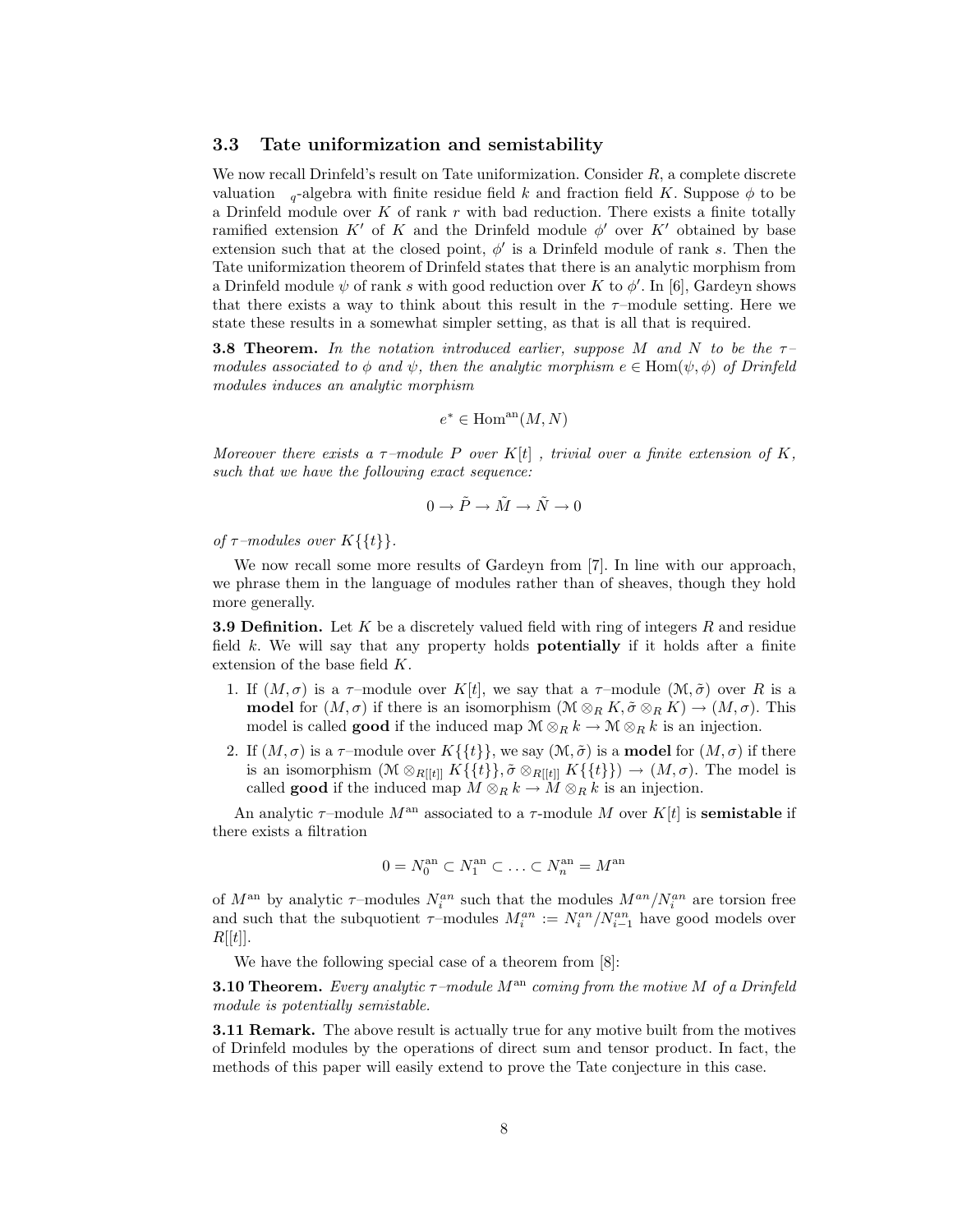### 3.3 Tate uniformization and semistability

We now recall Drinfeld's result on Tate uniformization. Consider $R$, a complete discrete valuation $_q$-algebra with finite residue field $k$ and fraction field $K$. Suppose $\phi$ to be a Drinfeld module over $K$ of rank $r$ with bad reduction. There exists a finite totally ramified extension $K'$ of $K$ and the Drinfeld module $\phi'$ over $K'$ obtained by base extension such that at the closed point, $\phi'$ is a Drinfeld module of rank $s$. Then the Tate uniformization theorem of Drinfeld states that there is an analytic morphism from a Drinfeld module $\psi$ of rank $s$ with good reduction over $K$ to $\phi'$. In [6], Gardeyn shows that there exists a way to think about this result in the $\tau$–module setting. Here we state these results in a somewhat simpler setting, as that is all that is required.

**3.8 Theorem.** *In the notation introduced earlier, suppose $M$ and $N$ to be the $\tau$–modules associated to $\phi$ and $\psi$, then the analytic morphism $e \in \mathrm{Hom}(\psi, \phi)$ of Drinfeld modules induces an analytic morphism*

$$e^* \in \mathrm{Hom}^{\mathrm{an}}(M, N)$$

*Moreover there exists a $\tau$–module $P$ over $K[t]$ , trivial over a finite extension of $K$, such that we have the following exact sequence:*

$$0 \to \tilde{P} \to \tilde{M} \to \tilde{N} \to 0$$

*of $\tau$–modules over $K\{\{t\}\}$.*

We now recall some more results of Gardeyn from [7]. In line with our approach, we phrase them in the language of modules rather than of sheaves, though they hold more generally.

**3.9 Definition.** Let $K$ be a discretely valued field with ring of integers $R$ and residue field $k$. We will say that any property holds **potentially** if it holds after a finite extension of the base field $K$.

1. If $(M, \sigma)$ is a $\tau$–module over $K[t]$, we say that a $\tau$–module $(\mathcal{M}, \tilde{\sigma})$ over $R$ is a **model** for $(M, \sigma)$ if there is an isomorphism $(\mathcal{M} \otimes_R K, \tilde{\sigma} \otimes_R K) \to (M, \sigma)$. This model is called **good** if the induced map $\mathcal{M} \otimes_R k \to \mathcal{M} \otimes_R k$ is an injection.
2. If $(M, \sigma)$ is a $\tau$–module over $K\{\{t\}\}$, we say $(\mathcal{M}, \tilde{\sigma})$ is a **model** for $(M, \sigma)$ if there is an isomorphism $(\mathcal{M} \otimes_{R[[t]]} K\{\{t\}\}, \tilde{\sigma} \otimes_{R[[t]]} K\{\{t\}\}) \to (M, \sigma)$. The model is called **good** if the induced map $M \otimes_R k \to M \otimes_R k$ is an injection.

An analytic $\tau$–module $M^{\mathrm{an}}$ associated to a $\tau$-module $M$ over $K[t]$ is **semistable** if there exists a filtration

$$0 = N_0^{\mathrm{an}} \subset N_1^{\mathrm{an}} \subset \ldots \subset N_n^{\mathrm{an}} = M^{\mathrm{an}}$$

of $M^{\mathrm{an}}$ by analytic $\tau$–modules $N_i^{an}$ such that the modules $M^{an}/N_i^{an}$ are torsion free and such that the subquotient $\tau$–modules $M_i^{an} := N_i^{an}/N_{i-1}^{an}$ have good models over $R[[t]]$.

We have the following special case of a theorem from [8]:

**3.10 Theorem.** *Every analytic $\tau$–module $M^{\mathrm{an}}$ coming from the motive $M$ of a Drinfeld module is potentially semistable.*

**3.11 Remark.** The above result is actually true for any motive built from the motives of Drinfeld modules by the operations of direct sum and tensor product. In fact, the methods of this paper will easily extend to prove the Tate conjecture in this case.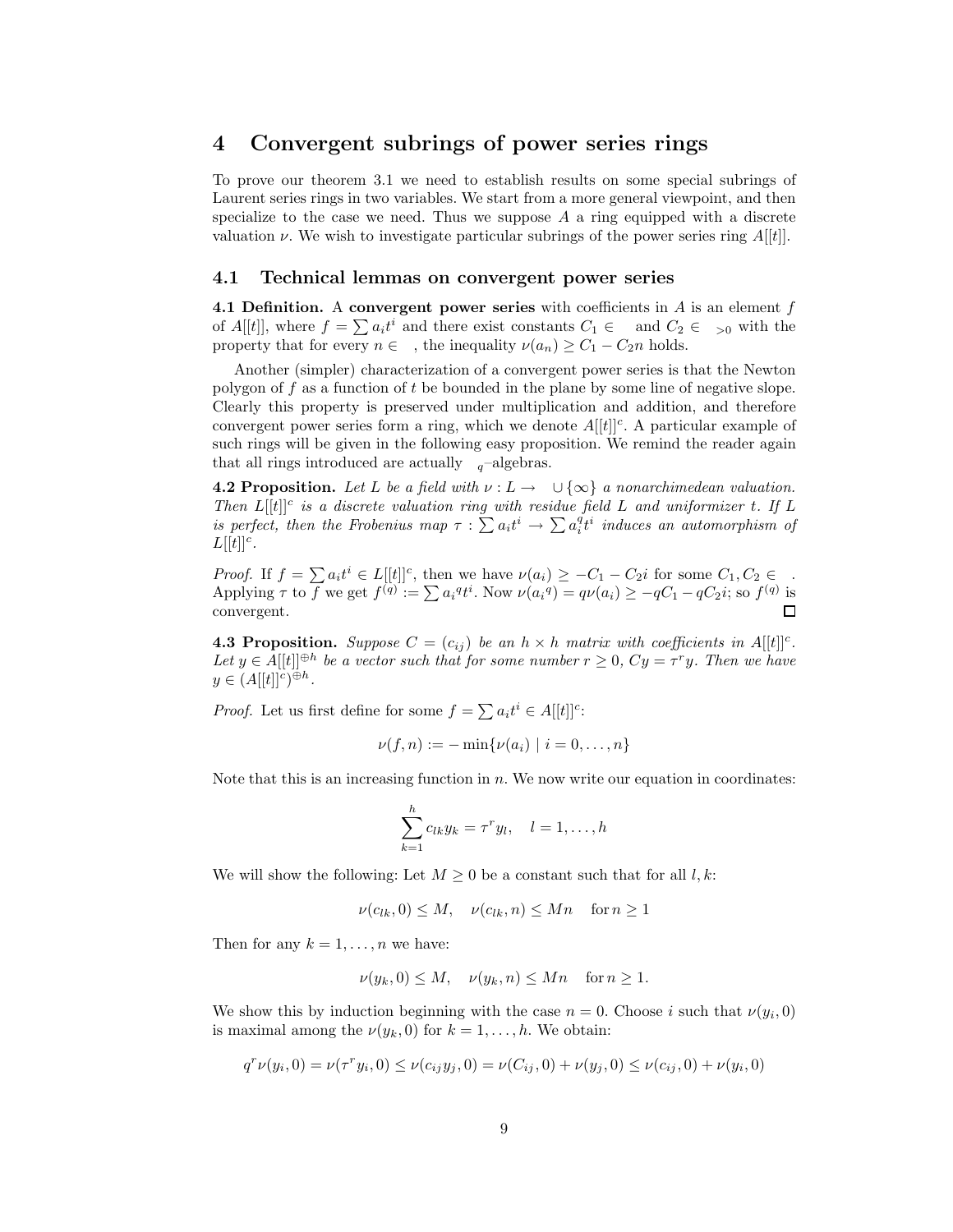# 4 Convergent subrings of power series rings

To prove our theorem 3.1 we need to establish results on some special subrings of Laurent series rings in two variables. We start from a more general viewpoint, and then specialize to the case we need. Thus we suppose $A$ a ring equipped with a discrete valuation $\nu$. We wish to investigate particular subrings of the power series ring $A[[t]]$.

## 4.1 Technical lemmas on convergent power series

**4.1 Definition.** A **convergent power series** with coefficients in $A$ is an element $f$ of $A[[t]]$, where $f = \sum a_i t^i$ and there exist constants $C_1 \in$ and $C_2 \in {}_{>0}$ with the property that for every $n \in$ , the inequality $\nu(a_n) \geq C_1 - C_2 n$ holds.

Another (simpler) characterization of a convergent power series is that the Newton polygon of $f$ as a function of $t$ be bounded in the plane by some line of negative slope. Clearly this property is preserved under multiplication and addition, and therefore convergent power series form a ring, which we denote $A[[t]]^c$. A particular example of such rings will be given in the following easy proposition. We remind the reader again that all rings introduced are actually ${}_q$–algebras.

**4.2 Proposition.** *Let $L$ be a field with $\nu : L \to \ \cup \{\infty\}$ a nonarchimedean valuation. Then $L[[t]]^c$ is a discrete valuation ring with residue field $L$ and uniformizer $t$. If $L$ is perfect, then the Frobenius map $\tau : \sum a_i t^i \to \sum a_i^q t^i$ induces an automorphism of $L[[t]]^c$.*

*Proof.* If $f = \sum a_i t^i \in L[[t]]^c$, then we have $\nu(a_i) \geq -C_1 - C_2 i$ for some $C_1, C_2 \in$ . Applying $\tau$ to $f$ we get $f^{(q)} := \sum {a_i}^q t^i$. Now $\nu({a_i}^q) = q\nu(a_i) \geq -qC_1 - qC_2 i$; so $f^{(q)}$ is convergent. □

**4.3 Proposition.** *Suppose $C = (c_{ij})$ be an $h \times h$ matrix with coefficients in $A[[t]]^c$. Let $y \in A[[t]]^{\oplus h}$ be a vector such that for some number $r \geq 0$, $Cy = \tau^r y$. Then we have $y \in (A[[t]]^c)^{\oplus h}$.*

*Proof.* Let us first define for some $f = \sum a_i t^i \in A[[t]]^c$:

$$\nu(f, n) := -\min\{\nu(a_i) \mid i = 0, \ldots, n\}$$

Note that this is an increasing function in $n$. We now write our equation in coordinates:

$$\sum_{k=1}^{h} c_{lk} y_k = \tau^r y_l, \quad l = 1, \ldots, h$$

We will show the following: Let $M \geq 0$ be a constant such that for all $l, k$:

$$\nu(c_{lk}, 0) \leq M, \quad \nu(c_{lk}, n) \leq Mn \quad \text{for } n \geq 1$$

Then for any $k = 1, \ldots, n$ we have:

$$\nu(y_k, 0) \leq M, \quad \nu(y_k, n) \leq Mn \quad \text{for } n \geq 1.$$

We show this by induction beginning with the case $n = 0$. Choose $i$ such that $\nu(y_i, 0)$ is maximal among the $\nu(y_k, 0)$ for $k = 1, \ldots, h$. We obtain:

$$q^r \nu(y_i, 0) = \nu(\tau^r y_i, 0) \leq \nu(c_{ij} y_j, 0) = \nu(C_{ij}, 0) + \nu(y_j, 0) \leq \nu(c_{ij}, 0) + \nu(y_i, 0)$$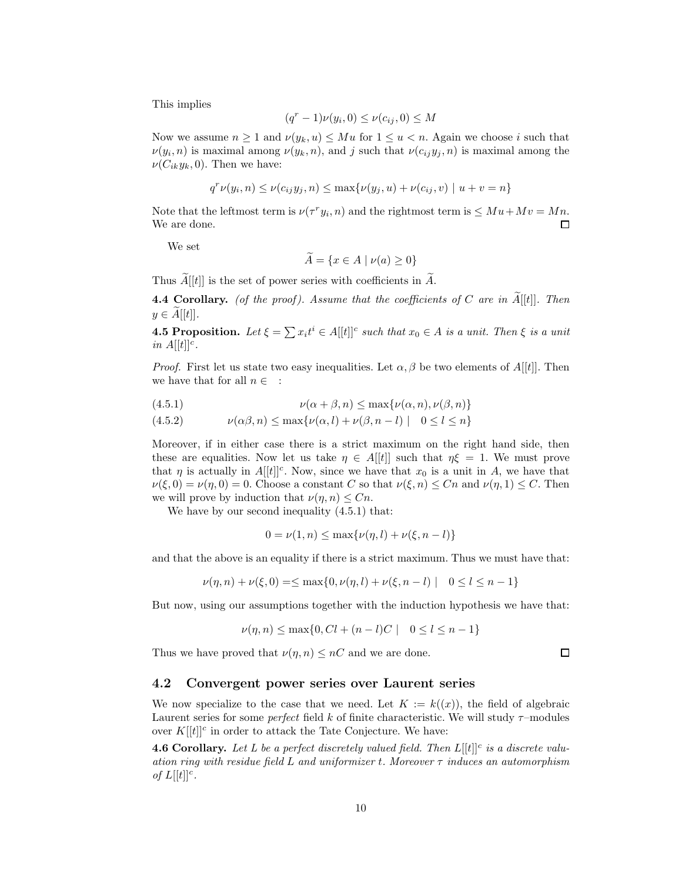This implies

$$(q^r - 1)\nu(y_i, 0) \leq \nu(c_{ij}, 0) \leq M$$

Now we assume $n \geq 1$ and $\nu(y_k, u) \leq Mu$ for $1 \leq u < n$. Again we choose $i$ such that $\nu(y_i, n)$ is maximal among $\nu(y_k, n)$, and $j$ such that $\nu(c_{ij}y_j, n)$ is maximal among the $\nu(C_{ik}y_k, 0)$. Then we have:

$$q^r \nu(y_i, n) \leq \nu(c_{ij}y_j, n) \leq \max\{\nu(y_j, u) + \nu(c_{ij}, v) \mid u + v = n\}$$

Note that the leftmost term is $\nu(\tau^r y_i, n)$ and the rightmost term is $\leq Mu + Mv = Mn$. We are done. □

We set

$$\widetilde{A} = \{x \in A \mid \nu(a) \geq 0\}$$

Thus $\widetilde{A}[[t]]$ is the set of power series with coefficients in $\widetilde{A}$.

**4.4 Corollary.** *(of the proof). Assume that the coefficients of $C$ are in $\widetilde{A}[[t]]$. Then $y \in \widetilde{A}[[t]]$.*

**4.5 Proposition.** *Let $\xi = \sum x_i t^i \in A[[t]]^c$ such that $x_0 \in A$ is a unit. Then $\xi$ is a unit in $A[[t]]^c$.*

*Proof.* First let us state two easy inequalities. Let $\alpha, \beta$ be two elements of $A[[t]]$. Then we have that for all $n \in$ :

$$\nu(\alpha + \beta, n) \leq \max\{\nu(\alpha, n), \nu(\beta, n)\} \tag{4.5.1}$$

$$\nu(\alpha\beta, n) \leq \max\{\nu(\alpha, l) + \nu(\beta, n - l) \mid \quad 0 \leq l \leq n\} \tag{4.5.2}$$

Moreover, if in either case there is a strict maximum on the right hand side, then these are equalities. Now let us take $\eta \in A[[t]]$ such that $\eta\xi = 1$. We must prove that $\eta$ is actually in $A[[t]]^c$. Now, since we have that $x_0$ is a unit in $A$, we have that $\nu(\xi, 0) = \nu(\eta, 0) = 0$. Choose a constant $C$ so that $\nu(\xi, n) \leq Cn$ and $\nu(\eta, 1) \leq C$. Then we will prove by induction that $\nu(\eta, n) \leq Cn$.

We have by our second inequality (4.5.1) that:

$$0 = \nu(1, n) \leq \max\{\nu(\eta, l) + \nu(\xi, n - l)\}$$

and that the above is an equality if there is a strict maximum. Thus we must have that:

$$\nu(\eta, n) + \nu(\xi, 0) = \leq \max\{0, \nu(\eta, l) + \nu(\xi, n - l) \mid \quad 0 \leq l \leq n - 1\}$$

But now, using our assumptions together with the induction hypothesis we have that:

$$\nu(\eta, n) \leq \max\{0, Cl + (n - l)C \mid \quad 0 \leq l \leq n - 1\}$$

Thus we have proved that $\nu(\eta, n) \leq nC$ and we are done. □

## 4.2 Convergent power series over Laurent series

We now specialize to the case that we need. Let $K := k((x))$, the field of algebraic Laurent series for some *perfect* field $k$ of finite characteristic. We will study $\tau$–modules over $K[[t]]^c$ in order to attack the Tate Conjecture. We have:

**4.6 Corollary.** *Let $L$ be a perfect discretely valued field. Then $L[[t]]^c$ is a discrete valuation ring with residue field $L$ and uniformizer $t$. Moreover $\tau$ induces an automorphism of $L[[t]]^c$.*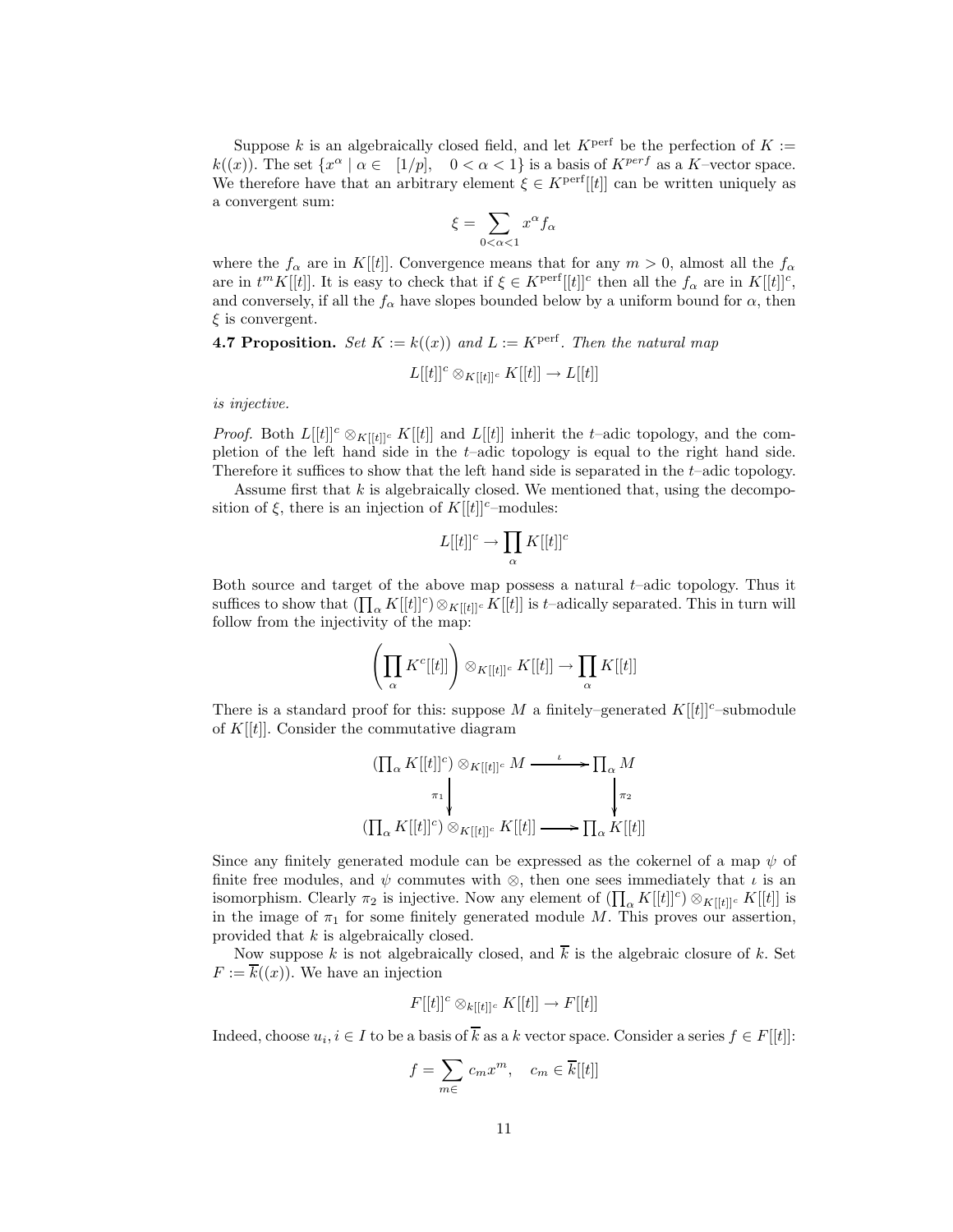Suppose $k$ is an algebraically closed field, and let $K^{\mathrm{perf}}$ be the perfection of $K := k((x))$. The set $\{x^\alpha \mid \alpha \in \quad [1/p], \quad 0 < \alpha < 1\}$ is a basis of $K^{perf}$ as a $K$–vector space. We therefore have that an arbitrary element $\xi \in K^{\mathrm{perf}}[[t]]$ can be written uniquely as a convergent sum:

$$\xi = \sum_{0<\alpha<1} x^\alpha f_\alpha$$

where the $f_\alpha$ are in $K[[t]]$. Convergence means that for any $m > 0$, almost all the $f_\alpha$ are in $t^m K[[t]]$. It is easy to check that if $\xi \in K^{\mathrm{perf}}[[t]]^c$ then all the $f_\alpha$ are in $K[[t]]^c$, and conversely, if all the $f_\alpha$ have slopes bounded below by a uniform bound for $\alpha$, then $\xi$ is convergent.

**4.7 Proposition.** *Set $K := k((x))$ and $L := K^{\mathrm{perf}}$. Then the natural map*

$$L[[t]]^c \otimes_{K[[t]]^c} K[[t]] \to L[[t]]$$

*is injective.*

*Proof.* Both $L[[t]]^c \otimes_{K[[t]]^c} K[[t]]$ and $L[[t]]$ inherit the $t$–adic topology, and the completion of the left hand side in the $t$–adic topology is equal to the right hand side. Therefore it suffices to show that the left hand side is separated in the $t$–adic topology.

Assume first that $k$ is algebraically closed. We mentioned that, using the decomposition of $\xi$, there is an injection of $K[[t]]^c$–modules:

$$L[[t]]^c \to \prod_\alpha K[[t]]^c$$

Both source and target of the above map possess a natural $t$–adic topology. Thus it suffices to show that $(\prod_\alpha K[[t]]^c) \otimes_{K[[t]]^c} K[[t]]$ is $t$–adically separated. This in turn will follow from the injectivity of the map:

$$\left(\prod_\alpha K^c[[t]]\right) \otimes_{K[[t]]^c} K[[t]] \to \prod_\alpha K[[t]]$$

There is a standard proof for this: suppose $M$ a finitely–generated $K[[t]]^c$–submodule of $K[[t]]$. Consider the commutative diagram

$$\begin{array}{ccc}
(\prod_\alpha K[[t]]^c) \otimes_{K[[t]]^c} M & \xrightarrow{\iota} & \prod_\alpha M \\
\downarrow{\scriptstyle \pi_1} & & \downarrow{\scriptstyle \pi_2} \\
(\prod_\alpha K[[t]]^c) \otimes_{K[[t]]^c} K[[t]] & \longrightarrow & \prod_\alpha K[[t]]
\end{array}$$

Since any finitely generated module can be expressed as the cokernel of a map $\psi$ of finite free modules, and $\psi$ commutes with $\otimes$, then one sees immediately that $\iota$ is an isomorphism. Clearly $\pi_2$ is injective. Now any element of $(\prod_\alpha K[[t]]^c) \otimes_{K[[t]]^c} K[[t]]$ is in the image of $\pi_1$ for some finitely generated module $M$. This proves our assertion, provided that $k$ is algebraically closed.

Now suppose $k$ is not algebraically closed, and $\overline{k}$ is the algebraic closure of $k$. Set $F := \overline{k}((x))$. We have an injection

$$F[[t]]^c \otimes_{k[[t]]^c} K[[t]] \to F[[t]]$$

Indeed, choose $u_i, i \in I$ to be a basis of $\overline{k}$ as a $k$ vector space. Consider a series $f \in F[[t]]$:

$$f = \sum_{m\in} c_m x^m, \quad c_m \in \overline{k}[[t]]$$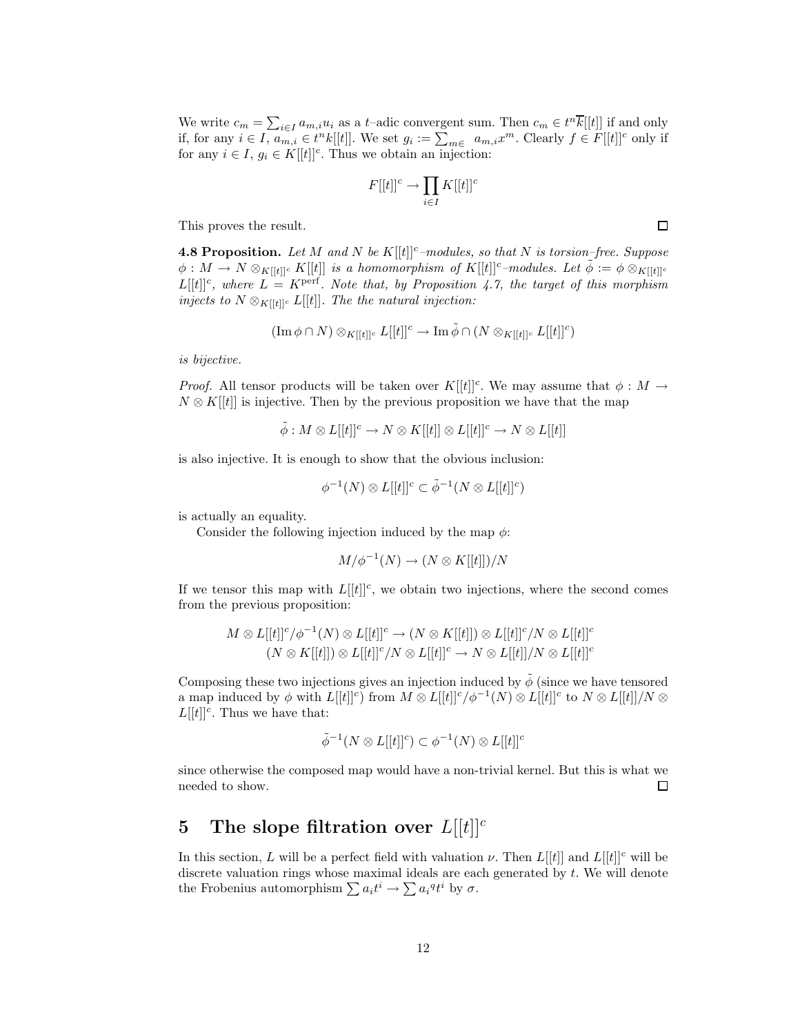We write $c_m = \sum_{i\in I} a_{m,i} u_i$ as a $t$–adic convergent sum. Then $c_m \in t^n\overline{k}[[t]]$ if and only if, for any $i \in I$, $a_{m,i} \in t^n k[[t]]$. We set $g_i := \sum_{m\in} a_{m,i}x^m$. Clearly $f \in F[[t]]^c$ only if for any $i \in I$, $g_i \in K[[t]]^c$. Thus we obtain an injection:

$$F[[t]]^c \to \prod_{i\in I} K[[t]]^c$$

This proves the result. ◻

**4.8 Proposition.** *Let $M$ and $N$ be $K[[t]]^c$–modules, so that $N$ is torsion–free. Suppose $\phi : M \to N \otimes_{K[[t]]^c} K[[t]]$ is a homomorphism of $K[[t]]^c$–modules. Let $\tilde{\phi} := \phi \otimes_{K[[t]]^c} L[[t]]^c$, where $L = K^{\mathrm{perf}}$. Note that, by Proposition 4.7, the target of this morphism injects to $N \otimes_{K[[t]]^c} L[[t]]$. The the natural injection:*

$$(\operatorname{Im}\phi \cap N) \otimes_{K[[t]]^c} L[[t]]^c \to \operatorname{Im}\tilde{\phi} \cap (N \otimes_{K[[t]]^c} L[[t]]^c)$$

*is bijective.*

*Proof.* All tensor products will be taken over $K[[t]]^c$. We may assume that $\phi : M \to N \otimes K[[t]]$ is injective. Then by the previous proposition we have that the map

$$\tilde{\phi} : M \otimes L[[t]]^c \to N \otimes K[[t]] \otimes L[[t]]^c \to N \otimes L[[t]]$$

is also injective. It is enough to show that the obvious inclusion:

$$\phi^{-1}(N) \otimes L[[t]]^c \subset \tilde{\phi}^{-1}(N \otimes L[[t]]^c)$$

is actually an equality.

Consider the following injection induced by the map $\phi$:

$$M/\phi^{-1}(N) \to (N \otimes K[[t]])/N$$

If we tensor this map with $L[[t]]^c$, we obtain two injections, where the second comes from the previous proposition:

$$M \otimes L[[t]]^c/\phi^{-1}(N) \otimes L[[t]]^c \to (N \otimes K[[t]]) \otimes L[[t]]^c/N \otimes L[[t]]^c$$
$$(N \otimes K[[t]]) \otimes L[[t]]^c/N \otimes L[[t]]^c \to N \otimes L[[t]]/N \otimes L[[t]]^c$$

Composing these two injections gives an injection induced by $\tilde{\phi}$ (since we have tensored a map induced by $\phi$ with $L[[t]]^c$) from $M \otimes L[[t]]^c/\phi^{-1}(N) \otimes L[[t]]^c$ to $N \otimes L[[t]]/N \otimes L[[t]]^c$. Thus we have that:

$$\tilde{\phi}^{-1}(N \otimes L[[t]]^c) \subset \phi^{-1}(N) \otimes L[[t]]^c$$

since otherwise the composed map would have a non-trivial kernel. But this is what we needed to show. ◻

# 5 The slope filtration over $L[[t]]^c$

In this section, $L$ will be a perfect field with valuation $\nu$. Then $L[[t]]$ and $L[[t]]^c$ will be discrete valuation rings whose maximal ideals are each generated by $t$. We will denote the Frobenius automorphism $\sum a_i t^i \to \sum a_i{}^q t^i$ by $\sigma$.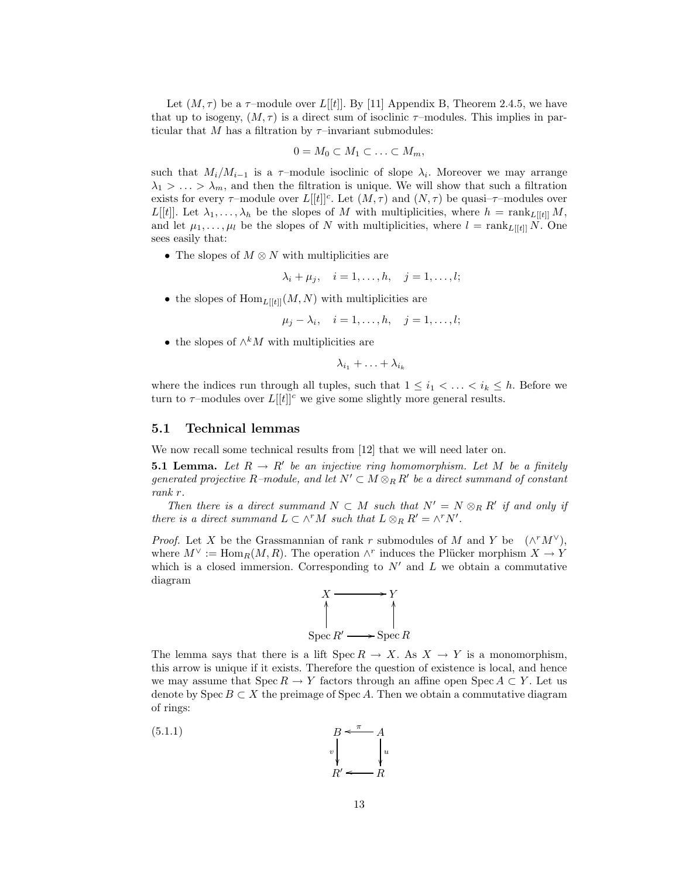Let $(M, \tau)$ be a $\tau$–module over $L[[t]]$. By [11] Appendix B, Theorem 2.4.5, we have that up to isogeny, $(M, \tau)$ is a direct sum of isoclinic $\tau$–modules. This implies in particular that $M$ has a filtration by $\tau$–invariant submodules:

$$0 = M_0 \subset M_1 \subset \ldots \subset M_m,$$

such that $M_i/M_{i-1}$ is a $\tau$–module isoclinic of slope $\lambda_i$. Moreover we may arrange $\lambda_1 > \ldots > \lambda_m$, and then the filtration is unique. We will show that such a filtration exists for every $\tau$–module over $L[[t]]^c$. Let $(M, \tau)$ and $(N, \tau)$ be quasi–$\tau$–modules over $L[[t]]$. Let $\lambda_1, \ldots, \lambda_h$ be the slopes of $M$ with multiplicities, where $h = \operatorname{rank}_{L[[t]]} M$, and let $\mu_1, \ldots, \mu_l$ be the slopes of $N$ with multiplicities, where $l = \operatorname{rank}_{L[[t]]} N$. One sees easily that:

- The slopes of $M \otimes N$ with multiplicities are

$$\lambda_i + \mu_j, \quad i = 1, \ldots, h, \quad j = 1, \ldots, l;$$

- the slopes of $\operatorname{Hom}_{L[[t]]}(M, N)$ with multiplicities are

$$\mu_j - \lambda_i, \quad i = 1, \ldots, h, \quad j = 1, \ldots, l;$$

- the slopes of $\wedge^k M$ with multiplicities are

$$\lambda_{i_1} + \ldots + \lambda_{i_k}$$

where the indices run through all tuples, such that $1 \leq i_1 < \ldots < i_k \leq h$. Before we turn to $\tau$–modules over $L[[t]]^c$ we give some slightly more general results.

## 5.1 Technical lemmas

We now recall some technical results from [12] that we will need later on.

**5.1 Lemma.** *Let $R \to R'$ be an injective ring homomorphism. Let $M$ be a finitely generated projective $R$–module, and let $N' \subset M \otimes_R R'$ be a direct summand of constant rank $r$.*

*Then there is a direct summand $N \subset M$ such that $N' = N \otimes_R R'$ if and only if there is a direct summand $L \subset \wedge^r M$ such that $L \otimes_R R' = \wedge^r N'$.*

*Proof.* Let $X$ be the Grassmannian of rank $r$ submodules of $M$ and $Y$ be $(\wedge^r M^\vee)$, where $M^\vee := \operatorname{Hom}_R(M, R)$. The operation $\wedge^r$ induces the Plücker morphism $X \to Y$ which is a closed immersion. Corresponding to $N'$ and $L$ we obtain a commutative diagram

$$\begin{array}{ccc} X & \longrightarrow & Y \\ \uparrow & & \uparrow \\ \operatorname{Spec} R' & \longrightarrow & \operatorname{Spec} R \end{array}$$

The lemma says that there is a lift $\operatorname{Spec} R \to X$. As $X \to Y$ is a monomorphism, this arrow is unique if it exists. Therefore the question of existence is local, and hence we may assume that $\operatorname{Spec} R \to Y$ factors through an affine open $\operatorname{Spec} A \subset Y$. Let us denote by $\operatorname{Spec} B \subset X$ the preimage of $\operatorname{Spec} A$. Then we obtain a commutative diagram of rings:

$$(5.1.1) \qquad \begin{array}{ccc} B & \xleftarrow{\pi} & A \\ {\scriptstyle v}\downarrow & & \downarrow{\scriptstyle u} \\ R' & \longleftarrow & R \end{array}$$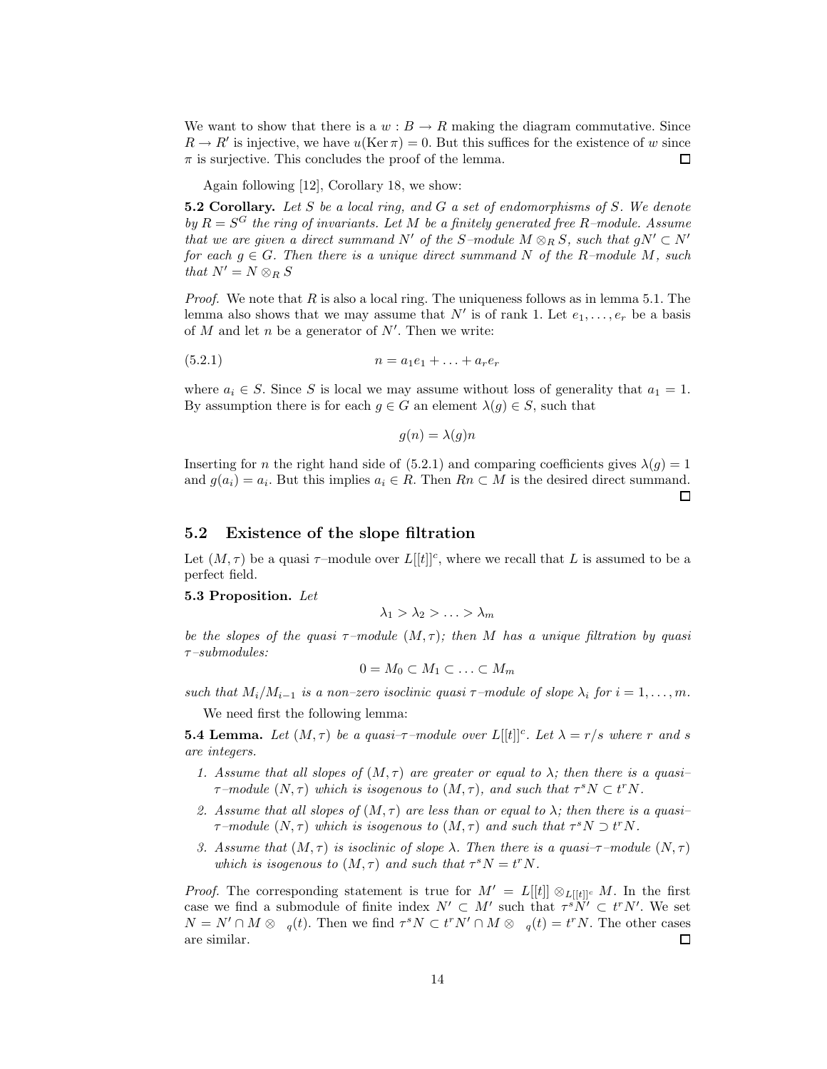We want to show that there is a $w : B \to R$ making the diagram commutative. Since $R \to R'$ is injective, we have $u(\operatorname{Ker} \pi) = 0$. But this suffices for the existence of $w$ since $\pi$ is surjective. This concludes the proof of the lemma. $\square$

Again following [12], Corollary 18, we show:

**5.2 Corollary.** *Let $S$ be a local ring, and $G$ a set of endomorphisms of $S$. We denote by $R = S^G$ the ring of invariants. Let $M$ be a finitely generated free $R$–module. Assume that we are given a direct summand $N'$ of the $S$–module $M \otimes_R S$, such that $gN' \subset N'$ for each $g \in G$. Then there is a unique direct summand $N$ of the $R$–module $M$, such that $N' = N \otimes_R S$*

*Proof.* We note that $R$ is also a local ring. The uniqueness follows as in lemma 5.1. The lemma also shows that we may assume that $N'$ is of rank 1. Let $e_1, \ldots, e_r$ be a basis of $M$ and let $n$ be a generator of $N'$. Then we write:

$$n = a_1 e_1 + \ldots + a_r e_r \tag{5.2.1}$$

where $a_i \in S$. Since $S$ is local we may assume without loss of generality that $a_1 = 1$. By assumption there is for each $g \in G$ an element $\lambda(g) \in S$, such that

$$g(n) = \lambda(g) n$$

Inserting for $n$ the right hand side of (5.2.1) and comparing coefficients gives $\lambda(g) = 1$ and $g(a_i) = a_i$. But this implies $a_i \in R$. Then $Rn \subset M$ is the desired direct summand. $\square$

## 5.2 Existence of the slope filtration

Let $(M, \tau)$ be a quasi $\tau$–module over $L[[t]]^c$, where we recall that $L$ is assumed to be a perfect field.

**5.3 Proposition.** *Let*

$$\lambda_1 > \lambda_2 > \ldots > \lambda_m$$

*be the slopes of the quasi $\tau$–module $(M, \tau)$; then $M$ has a unique filtration by quasi $\tau$–submodules:*

$$0 = M_0 \subset M_1 \subset \ldots \subset M_m$$

*such that $M_i / M_{i-1}$ is a non–zero isoclinic quasi $\tau$–module of slope $\lambda_i$ for $i = 1, \ldots, m$.*

We need first the following lemma:

**5.4 Lemma.** *Let $(M, \tau)$ be a quasi–$\tau$–module over $L[[t]]^c$. Let $\lambda = r/s$ where $r$ and $s$ are integers.*

1. *Assume that all slopes of $(M, \tau)$ are greater or equal to $\lambda$; then there is a quasi–$\tau$–module $(N, \tau)$ which is isogenous to $(M, \tau)$, and such that $\tau^s N \subset t^r N$.*
2. *Assume that all slopes of $(M, \tau)$ are less than or equal to $\lambda$; then there is a quasi–$\tau$–module $(N, \tau)$ which is isogenous to $(M, \tau)$ and such that $\tau^s N \supset t^r N$.*
3. *Assume that $(M, \tau)$ is isoclinic of slope $\lambda$. Then there is a quasi–$\tau$–module $(N, \tau)$ which is isogenous to $(M, \tau)$ and such that $\tau^s N = t^r N$.*

*Proof.* The corresponding statement is true for $M' = L[[t]] \otimes_{L[[t]]^c} M$. In the first case we find a submodule of finite index $N' \subset M'$ such that $\tau^s N' \subset t^r N'$. We set $N = N' \cap M \otimes \ _q(t)$. Then we find $\tau^s N \subset t^r N' \cap M \otimes \ _q(t) = t^r N$. The other cases are similar. $\square$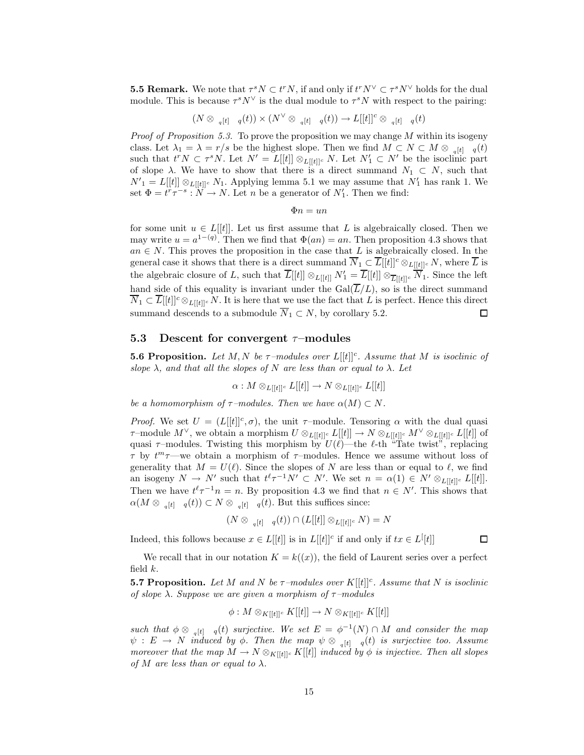**5.5 Remark.** We note that $\tau^s N \subset t^r N$, if and only if $t^r N^\vee \subset \tau^s N^\vee$ holds for the dual module. This is because $\tau^s N^\vee$ is the dual module to $\tau^s N$ with respect to the pairing:

$$(N \otimes_{\mathbb{F}_q[t]} \mathbb{F}_q(t)) \times (N^\vee \otimes_{\mathbb{F}_q[t]} \mathbb{F}_q(t)) \to L[[t]]^c \otimes_{\mathbb{F}_q[t]} \mathbb{F}_q(t)$$

*Proof of Proposition 5.3.* To prove the proposition we may change $M$ within its isogeny class. Let $\lambda_1 = \lambda = r/s$ be the highest slope. Then we find $M \subset N \subset M \otimes_{\mathbb{F}_q[t]} \mathbb{F}_q(t)$ such that $t^r N \subset \tau^s N$. Let $N' = L[[t]] \otimes_{L[[t]]^c} N$. Let $N'_1 \subset N'$ be the isoclinic part of slope $\lambda$. We have to show that there is a direct summand $N_1 \subset N$, such that $N'_1 = L[[t]] \otimes_{L[[t]]^c} N_1$. Applying lemma 5.1 we may assume that $N'_1$ has rank 1. We set $\Phi = t^r \tau^{-s} : N \to N$. Let $n$ be a generator of $N'_1$. Then we find:

$$\Phi n = un$$

for some unit $u \in L[[t]]$. Let us first assume that $L$ is algebraically closed. Then we may write $u = a^{1-(q)}$. Then we find that $\Phi(an) = an$. Then proposition 4.3 shows that $an \in N$. This proves the proposition in the case that $L$ is algebraically closed. In the general case it shows that there is a direct summand $\overline{N}_1 \subset \overline{L}[[t]]^c \otimes_{L[[t]]^c} N$, where $\overline{L}$ is the algebraic closure of $L$, such that $\overline{L}[[t]] \otimes_{L[[t]]} N'_1 = \overline{L}[[t]] \otimes_{\overline{L}[[t]]^c} \overline{N}_1$. Since the left hand side of this equality is invariant under the $\mathrm{Gal}(\overline{L}/L)$, so is the direct summand $\overline{N}_1 \subset \overline{L}[[t]]^c \otimes_{L[[t]]^c} N$. It is here that we use the fact that $L$ is perfect. Hence this direct summand descends to a submodule $\overline{N}_1 \subset N$, by corollary 5.2. ◻

## 5.3 Descent for convergent $\tau$–modules

**5.6 Proposition.** *Let $M, N$ be $\tau$–modules over $L[[t]]^c$. Assume that $M$ is isoclinic of slope $\lambda$, and that all the slopes of $N$ are less than or equal to $\lambda$. Let*

$$\alpha : M \otimes_{L[[t]]^c} L[[t]] \to N \otimes_{L[[t]]^c} L[[t]]$$

*be a homomorphism of $\tau$–modules. Then we have $\alpha(M) \subset N$.*

*Proof.* We set $U = (L[[t]]^c, \sigma)$, the unit $\tau$–module. Tensoring $\alpha$ with the dual quasi $\tau$–module $M^\vee$, we obtain a morphism $U \otimes_{L[[t]]^c} L[[t]] \to N \otimes_{L[[t]]^c} M^\vee \otimes_{L[[t]]^c} L[[t]]$ of quasi $\tau$–modules. Twisting this morphism by $U(\ell)$—the $\ell$-th "Tate twist", replacing $\tau$ by $t^m\tau$—we obtain a morphism of $\tau$–modules. Hence we assume without loss of generality that $M = U(\ell)$. Since the slopes of $N$ are less than or equal to $\ell$, we find an isogeny $N \to N'$ such that $t^\ell \tau^{-1} N' \subset N'$. We set $n = \alpha(1) \in N' \otimes_{L[[t]]^c} L[[t]]$. Then we have $t^\ell \tau^{-1} n = n$. By proposition 4.3 we find that $n \in N'$. This shows that $\alpha(M \otimes_{\mathbb{F}_q[t]} \mathbb{F}_q(t)) \subset N \otimes_{\mathbb{F}_q[t]} \mathbb{F}_q(t)$. But this suffices since:

$$(N \otimes_{\mathbb{F}_q[t]} \mathbb{F}_q(t)) \cap (L[[t]] \otimes_{L[[t]]^c} N) = N$$

Indeed, this follows because $x \in L[[t]]$ is in $L[[t]]^c$ if and only if $tx \in L^[[t]]$ ◻

We recall that in our notation $K = k((x))$, the field of Laurent series over a perfect field $k$.

**5.7 Proposition.** *Let $M$ and $N$ be $\tau$–modules over $K[[t]]^c$. Assume that $N$ is isoclinic of slope $\lambda$. Suppose we are given a morphism of $\tau$–modules*

$$\phi : M \otimes_{K[[t]]^c} K[[t]] \to N \otimes_{K[[t]]^c} K[[t]]$$

*such that $\phi \otimes_{\mathbb{F}_q[t]} \mathbb{F}_q(t)$ surjective. We set $E = \phi^{-1}(N) \cap M$ and consider the map $\psi : E \to N$ induced by $\phi$. Then the map $\psi \otimes_{\mathbb{F}_q[t]} \mathbb{F}_q(t)$ is surjective too. Assume moreover that the map $M \to N \otimes_{K[[t]]^c} K[[t]]$ induced by $\phi$ is injective. Then all slopes of $M$ are less than or equal to $\lambda$.*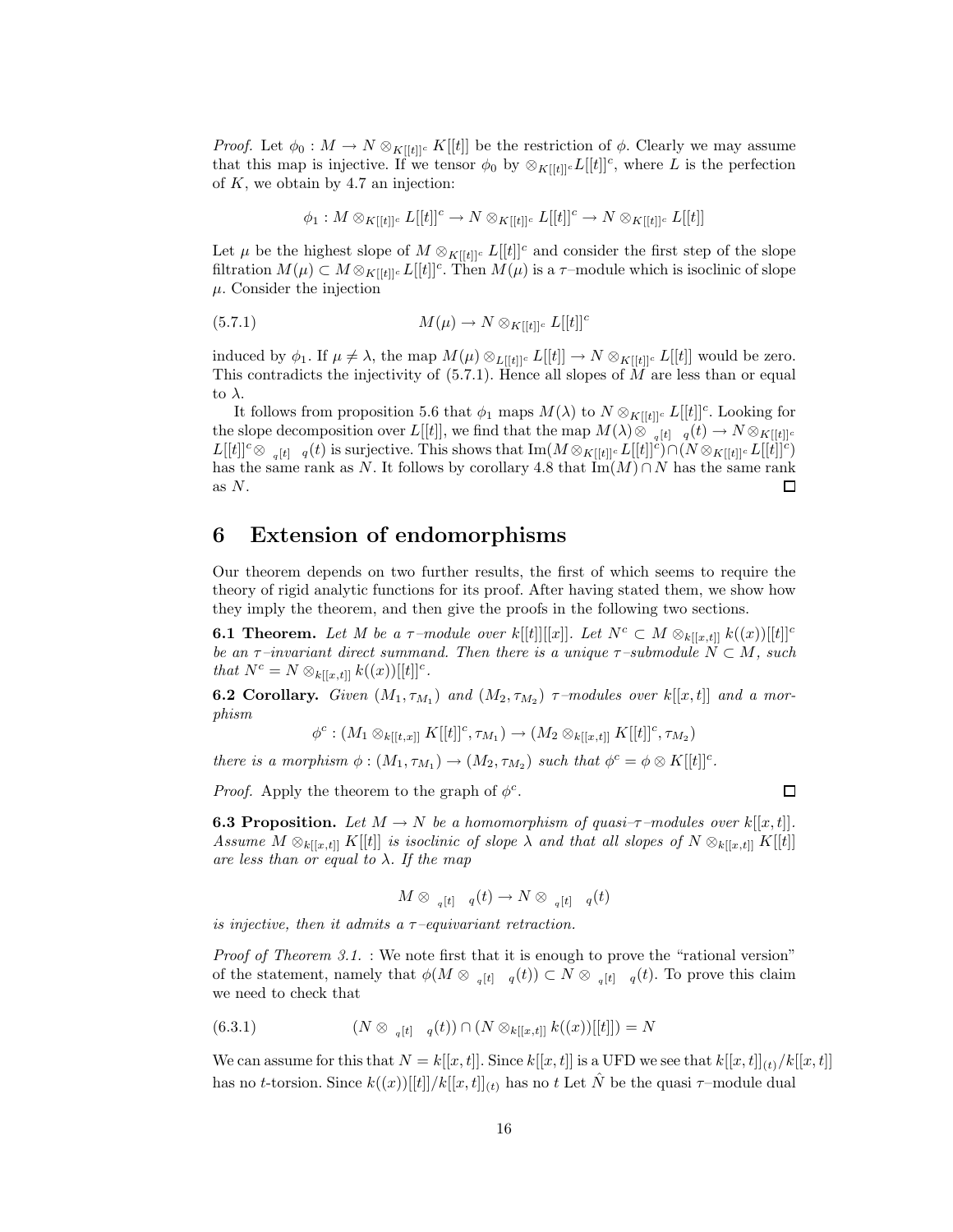*Proof.* Let $\phi_0 : M \to N \otimes_{K[[t]]^c} K[[t]]$ be the restriction of $\phi$. Clearly we may assume that this map is injective. If we tensor $\phi_0$ by $\otimes_{K[[t]]^c} L[[t]]^c$, where $L$ is the perfection of $K$, we obtain by 4.7 an injection:

$$\phi_1 : M \otimes_{K[[t]]^c} L[[t]]^c \to N \otimes_{K[[t]]^c} L[[t]]^c \to N \otimes_{K[[t]]^c} L[[t]]$$

Let $\mu$ be the highest slope of $M \otimes_{K[[t]]^c} L[[t]]^c$ and consider the first step of the slope filtration $M(\mu) \subset M \otimes_{K[[t]]^c} L[[t]]^c$. Then $M(\mu)$ is a $\tau$–module which is isoclinic of slope $\mu$. Consider the injection

$$M(\mu) \to N \otimes_{K[[t]]^c} L[[t]]^c \tag{5.7.1}$$

induced by $\phi_1$. If $\mu \neq \lambda$, the map $M(\mu) \otimes_{L[[t]]^c} L[[t]] \to N \otimes_{K[[t]]^c} L[[t]]$ would be zero. This contradicts the injectivity of (5.7.1). Hence all slopes of $M$ are less than or equal to $\lambda$.

It follows from proposition 5.6 that $\phi_1$ maps $M(\lambda)$ to $N \otimes_{K[[t]]^c} L[[t]]^c$. Looking for the slope decomposition over $L[[t]]$, we find that the map $M(\lambda) \otimes_{\mathbb{F}_q[t]} \mathbb{F}_q(t) \to N \otimes_{K[[t]]^c} L[[t]]^c \otimes_{\mathbb{F}_q[t]} \mathbb{F}_q(t)$ is surjective. This shows that $\mathrm{Im}(M \otimes_{K[[t]]^c} L[[t]]^c) \cap (N \otimes_{K[[t]]^c} L[[t]]^c)$ has the same rank as $N$. It follows by corollary 4.8 that $\mathrm{Im}(M) \cap N$ has the same rank as $N$. ◻

# 6 Extension of endomorphisms

Our theorem depends on two further results, the first of which seems to require the theory of rigid analytic functions for its proof. After having stated them, we show how they imply the theorem, and then give the proofs in the following two sections.

**6.1 Theorem.** *Let $M$ be a $\tau$–module over $k[[t]][[x]]$. Let $N^c \subset M \otimes_{k[[x,t]]} k((x))[[t]]^c$ be an $\tau$–invariant direct summand. Then there is a unique $\tau$–submodule $N \subset M$, such that $N^c = N \otimes_{k[[x,t]]} k((x))[[t]]^c$.*

**6.2 Corollary.** *Given $(M_1, \tau_{M_1})$ and $(M_2, \tau_{M_2})$ $\tau$–modules over $k[[x,t]]$ and a morphism*

$$\phi^c : (M_1 \otimes_{k[[t,x]]} K[[t]]^c, \tau_{M_1}) \to (M_2 \otimes_{k[[x,t]]} K[[t]]^c, \tau_{M_2})$$

*there is a morphism $\phi : (M_1, \tau_{M_1}) \to (M_2, \tau_{M_2})$ such that $\phi^c = \phi \otimes K[[t]]^c$.*

*Proof.* Apply the theorem to the graph of $\phi^c$. ◻

**6.3 Proposition.** *Let $M \to N$ be a homomorphism of quasi–$\tau$–modules over $k[[x,t]]$. Assume $M \otimes_{k[[x,t]]} K[[t]]$ is isoclinic of slope $\lambda$ and that all slopes of $N \otimes_{k[[x,t]]} K[[t]]$ are less than or equal to $\lambda$. If the map*

$$M \otimes_{\mathbb{F}_q[t]} \mathbb{F}_q(t) \to N \otimes_{\mathbb{F}_q[t]} \mathbb{F}_q(t)$$

*is injective, then it admits a $\tau$–equivariant retraction.*

*Proof of Theorem 3.1.* : We note first that it is enough to prove the "rational version" of the statement, namely that $\phi(M \otimes_{\mathbb{F}_q[t]} \mathbb{F}_q(t)) \subset N \otimes_{\mathbb{F}_q[t]} \mathbb{F}_q(t)$. To prove this claim we need to check that

$$(N \otimes_{\mathbb{F}_q[t]} \mathbb{F}_q(t)) \cap (N \otimes_{k[[x,t]]} k((x))[[t]]) = N \tag{6.3.1}$$

We can assume for this that $N = k[[x,t]]$. Since $k[[x,t]]$ is a UFD we see that $k[[x,t]]_{(t)}/k[[x,t]]$ has no $t$-torsion. Since $k((x))[[t]]/k[[x,t]]_{(t)}$ has no $t$ Let $\hat{N}$ be the quasi $\tau$–module dual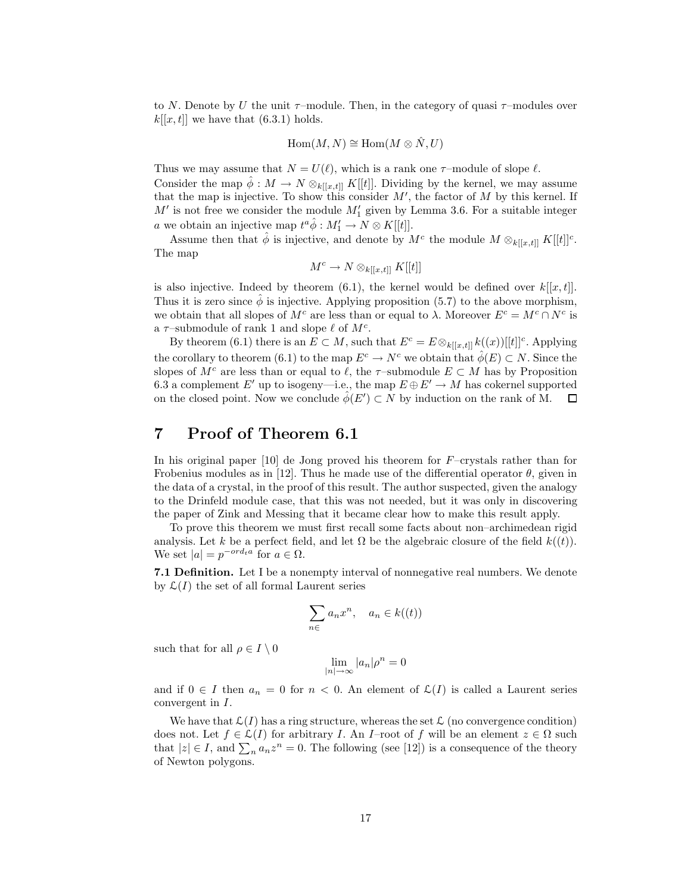to $N$. Denote by $U$ the unit $\tau$–module. Then, in the category of quasi $\tau$–modules over $k[[x,t]]$ we have that (6.3.1) holds.

$$\mathrm{Hom}(M,N) \cong \mathrm{Hom}(M \otimes \hat{N}, U)$$

Thus we may assume that $N = U(\ell)$, which is a rank one $\tau$–module of slope $\ell$.

Consider the map $\hat{\phi} : M \to N \otimes_{k[[x,t]]} K[[t]]$. Dividing by the kernel, we may assume that the map is injective. To show this consider $M'$, the factor of $M$ by this kernel. If $M'$ is not free we consider the module $M'_1$ given by Lemma 3.6. For a suitable integer $a$ we obtain an injective map $t^a\hat{\phi} : M'_1 \to N \otimes K[[t]]$.

Assume then that $\hat{\phi}$ is injective, and denote by $M^c$ the module $M \otimes_{k[[x,t]]} K[[t]]^c$. The map

$$M^c \to N \otimes_{k[[x,t]]} K[[t]]$$

is also injective. Indeed by theorem (6.1), the kernel would be defined over $k[[x,t]]$. Thus it is zero since $\hat{\phi}$ is injective. Applying proposition (5.7) to the above morphism, we obtain that all slopes of $M^c$ are less than or equal to $\lambda$. Moreover $E^c = M^c \cap N^c$ is a $\tau$–submodule of rank 1 and slope $\ell$ of $M^c$.

By theorem (6.1) there is an $E \subset M$, such that $E^c = E \otimes_{k[[x,t]]} k((x))[[t]]^c$. Applying the corollary to theorem (6.1) to the map $E^c \to N^c$ we obtain that $\hat{\phi}(E) \subset N$. Since the slopes of $M^c$ are less than or equal to $\ell$, the $\tau$–submodule $E \subset M$ has by Proposition 6.3 a complement $E'$ up to isogeny—i.e., the map $E \oplus E' \to M$ has cokernel supported on the closed point. Now we conclude $\hat{\phi}(E') \subset N$ by induction on the rank of M. ☐

# 7 Proof of Theorem 6.1

In his original paper [10] de Jong proved his theorem for $F$–crystals rather than for Frobenius modules as in [12]. Thus he made use of the differential operator $\theta$, given in the data of a crystal, in the proof of this result. The author suspected, given the analogy to the Drinfeld module case, that this was not needed, but it was only in discovering the paper of Zink and Messing that it became clear how to make this result apply.

To prove this theorem we must first recall some facts about non–archimedean rigid analysis. Let $k$ be a perfect field, and let $\Omega$ be the algebraic closure of the field $k((t))$. We set $|a| = p^{-ord_t a}$ for $a \in \Omega$.

**7.1 Definition.** Let I be a nonempty interval of nonnegative real numbers. We denote by $\mathcal{L}(I)$ the set of all formal Laurent series

$$\sum_{n\in} a_n x^n, \quad a_n \in k((t))$$

such that for all $\rho \in I \setminus 0$

$$\lim_{|n|\to\infty} |a_n|\rho^n = 0$$

and if $0 \in I$ then $a_n = 0$ for $n < 0$. An element of $\mathcal{L}(I)$ is called a Laurent series convergent in $I$.

We have that $\mathcal{L}(I)$ has a ring structure, whereas the set $\mathcal{L}$ (no convergence condition) does not. Let $f \in \mathcal{L}(I)$ for arbitrary $I$. An $I$–root of $f$ will be an element $z \in \Omega$ such that $|z| \in I$, and $\sum_n a_n z^n = 0$. The following (see [12]) is a consequence of the theory of Newton polygons.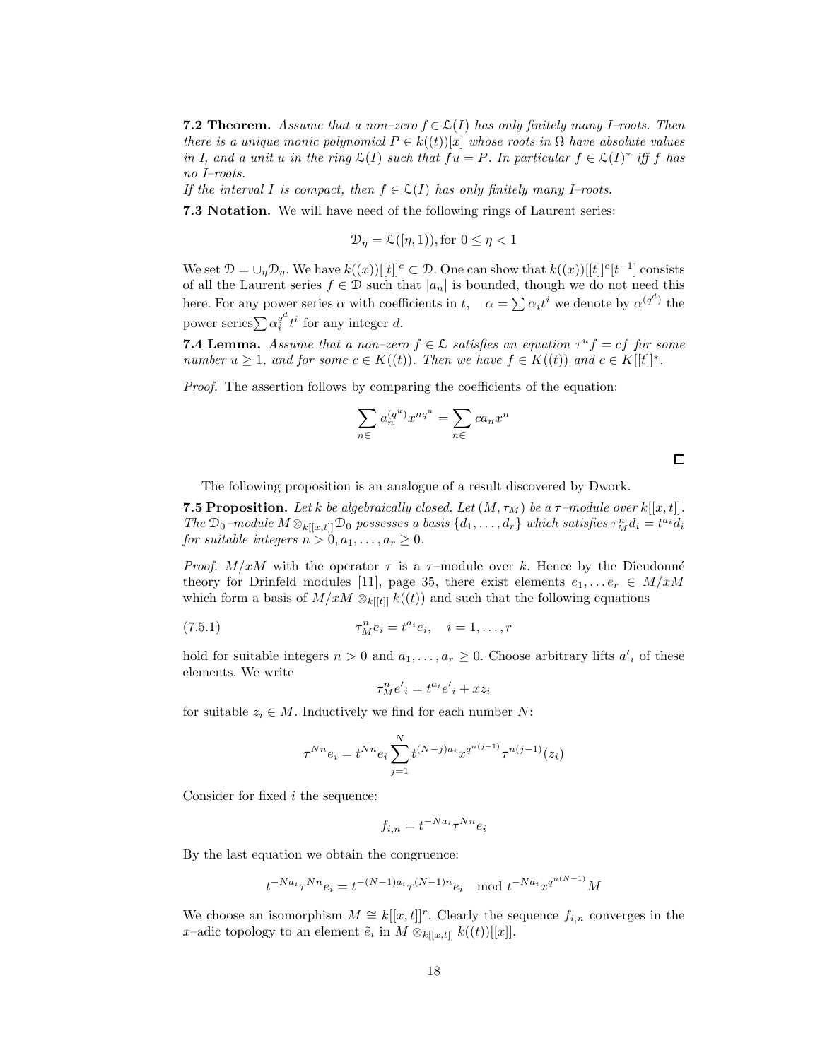**7.2 Theorem.** *Assume that a non–zero $f \in \mathcal{L}(I)$ has only finitely many I–roots. Then there is a unique monic polynomial $P \in k((t))[x]$ whose roots in $\Omega$ have absolute values in I, and a unit u in the ring $\mathcal{L}(I)$ such that $fu = P$. In particular $f \in \mathcal{L}(I)^*$ iff f has no I–roots.*
*If the interval I is compact, then $f \in \mathcal{L}(I)$ has only finitely many I–roots.*

**7.3 Notation.** We will have need of the following rings of Laurent series:

$$\mathcal{D}_\eta = \mathcal{L}([\eta, 1)), \text{for } 0 \leq \eta < 1$$

We set $\mathcal{D} = \cup_\eta \mathcal{D}_\eta$. We have $k((x))[[t]]^c \subset \mathcal{D}$. One can show that $k((x))[[t]]^c[t^{-1}]$ consists of all the Laurent series $f \in \mathcal{D}$ such that $|a_n|$ is bounded, though we do not need this here. For any power series $\alpha$ with coefficients in $t$, $\quad \alpha = \sum \alpha_i t^i$ we denote by $\alpha^{(q^d)}$ the power series$\sum \alpha_i^{q^d} t^i$ for any integer $d$.

**7.4 Lemma.** *Assume that a non–zero $f \in \mathcal{L}$ satisfies an equation $\tau^u f = cf$ for some number $u \geq 1$, and for some $c \in K((t))$. Then we have $f \in K((t))$ and $c \in K[[t]]^*$.*

*Proof.* The assertion follows by comparing the coefficients of the equation:

$$\sum_{n \in} a_n^{(q^u)} x^{nq^u} = \sum_{n \in} c a_n x^n$$

□

The following proposition is an analogue of a result discovered by Dwork.

**7.5 Proposition.** *Let k be algebraically closed. Let $(M, \tau_M)$ be a $\tau$–module over $k[[x,t]]$. The $\mathcal{D}_0$–module $M \otimes_{k[[x,t]]} \mathcal{D}_0$ possesses a basis $\{d_1, \ldots, d_r\}$ which satisfies $\tau_M^n d_i = t^{a_i} d_i$ for suitable integers $n > 0, a_1, \ldots, a_r \geq 0$.*

*Proof.* $M/xM$ with the operator $\tau$ is a $\tau$–module over $k$. Hence by the Dieudonné theory for Drinfeld modules [11], page 35, there exist elements $e_1, \ldots e_r \in M/xM$ which form a basis of $M/xM \otimes_{k[[t]]} k((t))$ and such that the following equations

$$\tau_M^n e_i = t^{a_i} e_i, \quad i = 1, \ldots, r \tag{7.5.1}$$

hold for suitable integers $n > 0$ and $a_1, \ldots, a_r \geq 0$. Choose arbitrary lifts $a'_i$ of these elements. We write

$$\tau_M^n e'_i = t^{a_i} e'_i + x z_i$$

for suitable $z_i \in M$. Inductively we find for each number $N$:

$$\tau^{Nn} e_i = t^{Nn} e_i \sum_{j=1}^{N} t^{(N-j)a_i} x^{q^{n(j-1)}} \tau^{n(j-1)}(z_i)$$

Consider for fixed $i$ the sequence:

$$f_{i,n} = t^{-Na_i} \tau^{Nn} e_i$$

By the last equation we obtain the congruence:

$$t^{-Na_i} \tau^{Nn} e_i = t^{-(N-1)a_i} \tau^{(N-1)n} e_i \mod t^{-Na_i} x^{q^{n(N-1)}} M$$

We choose an isomorphism $M \cong k[[x,t]]^r$. Clearly the sequence $f_{i,n}$ converges in the $x$–adic topology to an element $\tilde{e}_i$ in $M \otimes_{k[[x,t]]} k((t))[[x]]$.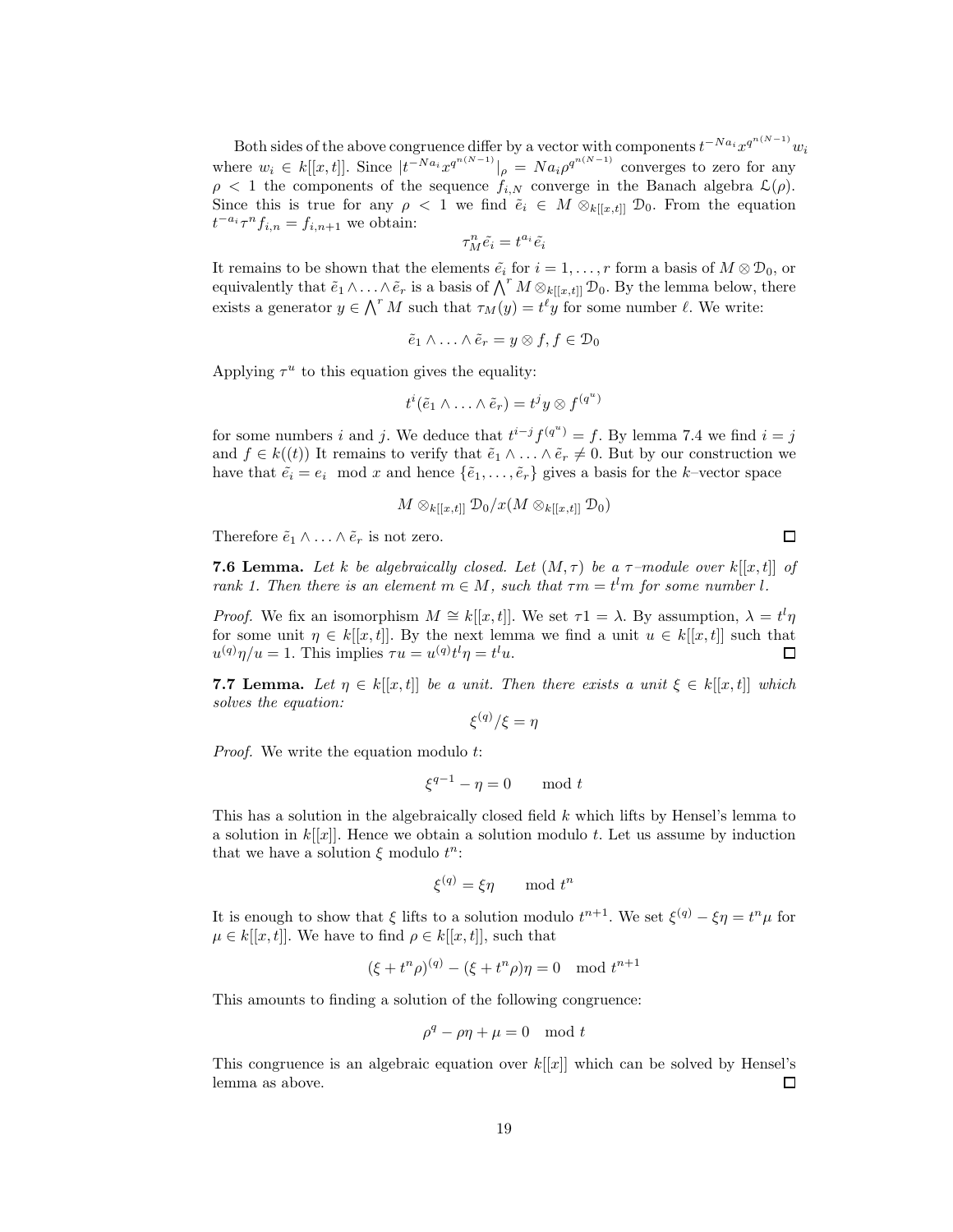Both sides of the above congruence differ by a vector with components $t^{-Na_i}x^{q^{n(N-1)}}w_i$ where $w_i \in k[[x,t]]$. Since $|t^{-Na_i}x^{q^{n(N-1)}}|_\rho = Na_i\rho^{q^{n(N-1)}}$ converges to zero for any $\rho < 1$ the components of the sequence $f_{i,N}$ converge in the Banach algebra $\mathcal{L}(\rho)$. Since this is true for any $\rho < 1$ we find $\tilde{e}_i \in M \otimes_{k[[x,t]]} \mathcal{D}_0$. From the equation $t^{-a_i}\tau^n f_{i,n} = f_{i,n+1}$ we obtain:

$$\tau_M^n \tilde{e}_i = t^{a_i}\tilde{e}_i$$

It remains to be shown that the elements $\tilde{e}_i$ for $i = 1, \ldots, r$ form a basis of $M \otimes \mathcal{D}_0$, or equivalently that $\tilde{e}_1 \wedge \ldots \wedge \tilde{e}_r$ is a basis of $\bigwedge^r M \otimes_{k[[x,t]]} \mathcal{D}_0$. By the lemma below, there exists a generator $y \in \bigwedge^r M$ such that $\tau_M(y) = t^\ell y$ for some number $\ell$. We write:

$$\tilde{e}_1 \wedge \ldots \wedge \tilde{e}_r = y \otimes f, f \in \mathcal{D}_0$$

Applying $\tau^u$ to this equation gives the equality:

$$t^i(\tilde{e}_1 \wedge \ldots \wedge \tilde{e}_r) = t^j y \otimes f^{(q^u)}$$

for some numbers $i$ and $j$. We deduce that $t^{i-j}f^{(q^u)} = f$. By lemma 7.4 we find $i = j$ and $f \in k((t))$ It remains to verify that $\tilde{e}_1 \wedge \ldots \wedge \tilde{e}_r \neq 0$. But by our construction we have that $\tilde{e}_i = e_i \mod x$ and hence $\{\tilde{e}_1, \ldots, \tilde{e}_r\}$ gives a basis for the $k$–vector space

$$M \otimes_{k[[x,t]]} \mathcal{D}_0 / x(M \otimes_{k[[x,t]]} \mathcal{D}_0)$$

Therefore $\tilde{e}_1 \wedge \ldots \wedge \tilde{e}_r$ is not zero. $\square$

**7.6 Lemma.** *Let $k$ be algebraically closed. Let $(M, \tau)$ be a $\tau$–module over $k[[x,t]]$ of rank 1. Then there is an element $m \in M$, such that $\tau m = t^l m$ for some number $l$.*

*Proof.* We fix an isomorphism $M \cong k[[x,t]]$. We set $\tau 1 = \lambda$. By assumption, $\lambda = t^l\eta$ for some unit $\eta \in k[[x,t]]$. By the next lemma we find a unit $u \in k[[x,t]]$ such that $u^{(q)}\eta/u = 1$. This implies $\tau u = u^{(q)}t^l\eta = t^l u$. $\square$

**7.7 Lemma.** *Let $\eta \in k[[x,t]]$ be a unit. Then there exists a unit $\xi \in k[[x,t]]$ which solves the equation:*

$$\xi^{(q)}/\xi = \eta$$

*Proof.* We write the equation modulo $t$:

$$\xi^{q-1} - \eta = 0 \qquad \mod t$$

This has a solution in the algebraically closed field $k$ which lifts by Hensel's lemma to a solution in $k[[x]]$. Hence we obtain a solution modulo $t$. Let us assume by induction that we have a solution $\xi$ modulo $t^n$:

$$\xi^{(q)} = \xi\eta \qquad \mod t^n$$

It is enough to show that $\xi$ lifts to a solution modulo $t^{n+1}$. We set $\xi^{(q)} - \xi\eta = t^n\mu$ for $\mu \in k[[x,t]]$. We have to find $\rho \in k[[x,t]]$, such that

$$(\xi + t^n\rho)^{(q)} - (\xi + t^n\rho)\eta = 0 \mod t^{n+1}$$

This amounts to finding a solution of the following congruence:

$$\rho^q - \rho\eta + \mu = 0 \mod t$$

This congruence is an algebraic equation over $k[[x]]$ which can be solved by Hensel's lemma as above. $\square$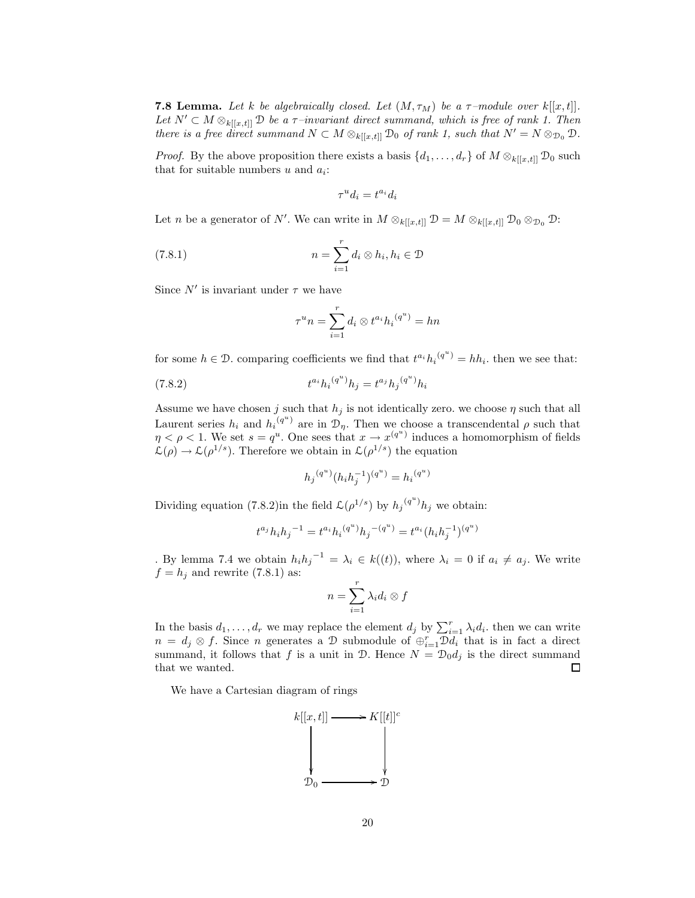**7.8 Lemma.** *Let $k$ be algebraically closed. Let $(M, \tau_M)$ be a $\tau$–module over $k[[x,t]]$. Let $N' \subset M \otimes_{k[[x,t]]} \mathcal{D}$ be a $\tau$–invariant direct summand, which is free of rank 1. Then there is a free direct summand $N \subset M \otimes_{k[[x,t]]} \mathcal{D}_0$ of rank 1, such that $N' = N \otimes_{\mathcal{D}_0} \mathcal{D}$.*

*Proof.* By the above proposition there exists a basis $\{d_1, \ldots, d_r\}$ of $M \otimes_{k[[x,t]]} \mathcal{D}_0$ such that for suitable numbers $u$ and $a_i$:

$$\tau^u d_i = t^{a_i} d_i$$

Let $n$ be a generator of $N'$. We can write in $M \otimes_{k[[x,t]]} \mathcal{D} = M \otimes_{k[[x,t]]} \mathcal{D}_0 \otimes_{\mathcal{D}_0} \mathcal{D}$:

$$n = \sum_{i=1}^{r} d_i \otimes h_i, h_i \in \mathcal{D} \tag{7.8.1}$$

Since $N'$ is invariant under $\tau$ we have

$$\tau^u n = \sum_{i=1}^{r} d_i \otimes t^{a_i} {h_i}^{(q^u)} = hn$$

for some $h \in \mathcal{D}$. comparing coefficients we find that $t^{a_i} {h_i}^{(q^u)} = h h_i$. then we see that:

$$t^{a_i} {h_i}^{(q^u)} h_j = t^{a_j} {h_j}^{(q^u)} h_i \tag{7.8.2}$$

Assume we have chosen $j$ such that $h_j$ is not identically zero. we choose $\eta$ such that all Laurent series $h_i$ and ${h_i}^{(q^u)}$ are in $\mathcal{D}_\eta$. Then we choose a transcendental $\rho$ such that $\eta < \rho < 1$. We set $s = q^u$. One sees that $x \to x^{(q^u)}$ induces a homomorphism of fields $\mathcal{L}(\rho) \to \mathcal{L}(\rho^{1/s})$. Therefore we obtain in $\mathcal{L}(\rho^{1/s})$ the equation

$${h_j}^{(q^u)} (h_i h_j^{-1})^{(q^u)} = {h_i}^{(q^u)}$$

Dividing equation (7.8.2)in the field $\mathcal{L}(\rho^{1/s})$ by ${h_j}^{(q^u)} h_j$ we obtain:

$$t^{a_j} h_i {h_j}^{-1} = t^{a_i} {h_i}^{(q^u)} {h_j}^{-(q^u)} = t^{a_i} (h_i h_j^{-1})^{(q^u)}$$

. By lemma 7.4 we obtain $h_i {h_j}^{-1} = \lambda_i \in k((t))$, where $\lambda_i = 0$ if $a_i \neq a_j$. We write $f = h_j$ and rewrite (7.8.1) as:

$$n = \sum_{i=1}^{r} \lambda_i d_i \otimes f$$

In the basis $d_1, \ldots, d_r$ we may replace the element $d_j$ by $\sum_{i=1}^{r} \lambda_i d_i$. then we can write $n = d_j \otimes f$. Since $n$ generates a $\mathcal{D}$ submodule of $\oplus_{i=1}^{r} \mathcal{D} d_i$ that is in fact a direct summand, it follows that $f$ is a unit in $\mathcal{D}$. Hence $N = \mathcal{D}_0 d_j$ is the direct summand that we wanted. $\square$

We have a Cartesian diagram of rings

$$\begin{array}{ccc} k[[x,t]] & \longrightarrow & K[[t]]^c \\ \downarrow & & \downarrow \\ \mathcal{D}_0 & \longrightarrow & \mathcal{D} \end{array}$$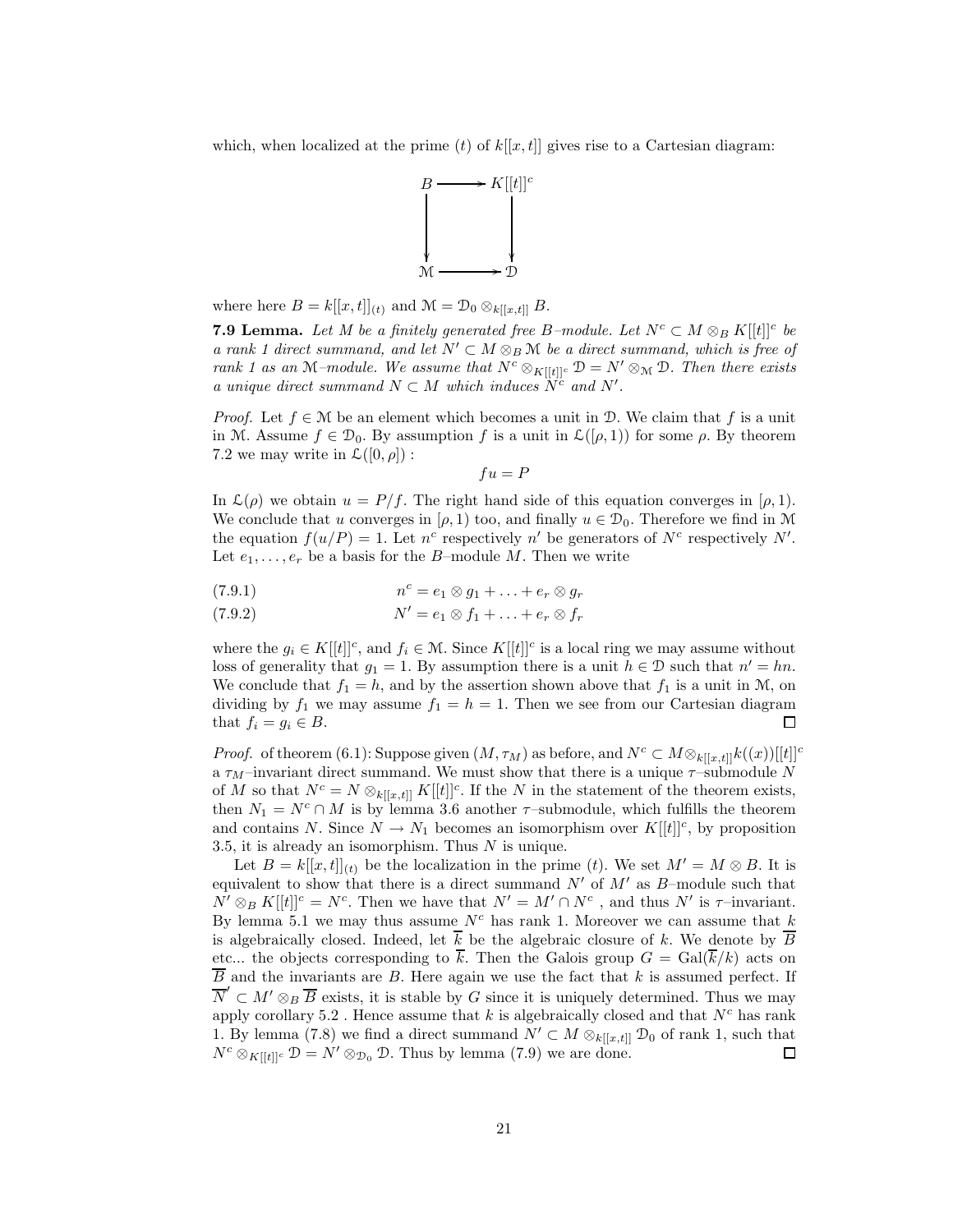which, when localized at the prime $(t)$ of $k[[x,t]]$ gives rise to a Cartesian diagram:

$$\begin{array}{ccc} B & \longrightarrow & K[[t]]^c \\ \downarrow & & \downarrow \\ \mathcal{M} & \longrightarrow & \mathcal{D} \end{array}$$

where here $B = k[[x,t]]_{(t)}$ and $\mathcal{M} = \mathcal{D}_0 \otimes_{k[[x,t]]} B$.

**7.9 Lemma.** *Let $M$ be a finitely generated free $B$–module. Let $N^c \subset M \otimes_B K[[t]]^c$ be a rank 1 direct summand, and let $N' \subset M \otimes_B \mathcal{M}$ be a direct summand, which is free of rank 1 as an $\mathcal{M}$–module. We assume that $N^c \otimes_{K[[t]]^c} \mathcal{D} = N' \otimes_{\mathcal{M}} \mathcal{D}$. Then there exists a unique direct summand $N \subset M$ which induces $N^c$ and $N'$.*

*Proof.* Let $f \in \mathcal{M}$ be an element which becomes a unit in $\mathcal{D}$. We claim that $f$ is a unit in $\mathcal{M}$. Assume $f \in \mathcal{D}_0$. By assumption $f$ is a unit in $\mathcal{L}([\rho,1))$ for some $\rho$. By theorem 7.2 we may write in $\mathcal{L}([0,\rho])$ :

$$fu = P$$

In $\mathcal{L}(\rho)$ we obtain $u = P/f$. The right hand side of this equation converges in $[\rho,1)$. We conclude that $u$ converges in $[\rho,1)$ too, and finally $u \in \mathcal{D}_0$. Therefore we find in $\mathcal{M}$ the equation $f(u/P) = 1$. Let $n^c$ respectively $n'$ be generators of $N^c$ respectively $N'$. Let $e_1,\ldots,e_r$ be a basis for the $B$–module $M$. Then we write

$$n^c = e_1 \otimes g_1 + \ldots + e_r \otimes g_r \tag{7.9.1}$$

$$N' = e_1 \otimes f_1 + \ldots + e_r \otimes f_r \tag{7.9.2}$$

where the $g_i \in K[[t]]^c$, and $f_i \in \mathcal{M}$. Since $K[[t]]^c$ is a local ring we may assume without loss of generality that $g_1 = 1$. By assumption there is a unit $h \in \mathcal{D}$ such that $n' = hn$. We conclude that $f_1 = h$, and by the assertion shown above that $f_1$ is a unit in $\mathcal{M}$, on dividing by $f_1$ we may assume $f_1 = h = 1$. Then we see from our Cartesian diagram that $f_i = g_i \in B$. □

*Proof.* of theorem (6.1): Suppose given $(M, \tau_M)$ as before, and $N^c \subset M \otimes_{k[[x,t]]} k((x))[[t]]^c$ a $\tau_M$–invariant direct summand. We must show that there is a unique $\tau$–submodule $N$ of $M$ so that $N^c = N \otimes_{k[[x,t]]} K[[t]]^c$. If the $N$ in the statement of the theorem exists, then $N_1 = N^c \cap M$ is by lemma 3.6 another $\tau$–submodule, which fulfills the theorem and contains $N$. Since $N \to N_1$ becomes an isomorphism over $K[[t]]^c$, by proposition 3.5, it is already an isomorphism. Thus $N$ is unique.

Let $B = k[[x,t]]_{(t)}$ be the localization in the prime $(t)$. We set $M' = M \otimes B$. It is equivalent to show that there is a direct summand $N'$ of $M'$ as $B$–module such that $N' \otimes_B K[[t]]^c = N^c$. Then we have that $N' = M' \cap N^c$ , and thus $N'$ is $\tau$–invariant. By lemma 5.1 we may thus assume $N^c$ has rank 1. Moreover we can assume that $k$ is algebraically closed. Indeed, let $\overline{k}$ be the algebraic closure of $k$. We denote by $\overline{B}$ etc... the objects corresponding to $\overline{k}$. Then the Galois group $G = \mathrm{Gal}(\overline{k}/k)$ acts on $\overline{B}$ and the invariants are $B$. Here again we use the fact that $k$ is assumed perfect. If $\overline{N}' \subset M' \otimes_B \overline{B}$ exists, it is stable by $G$ since it is uniquely determined. Thus we may apply corollary 5.2 . Hence assume that $k$ is algebraically closed and that $N^c$ has rank 1. By lemma (7.8) we find a direct summand $N' \subset M \otimes_{k[[x,t]]} \mathcal{D}_0$ of rank 1, such that $N^c \otimes_{K[[t]]^c} \mathcal{D} = N' \otimes_{\mathcal{D}_0} \mathcal{D}$. Thus by lemma (7.9) we are done. □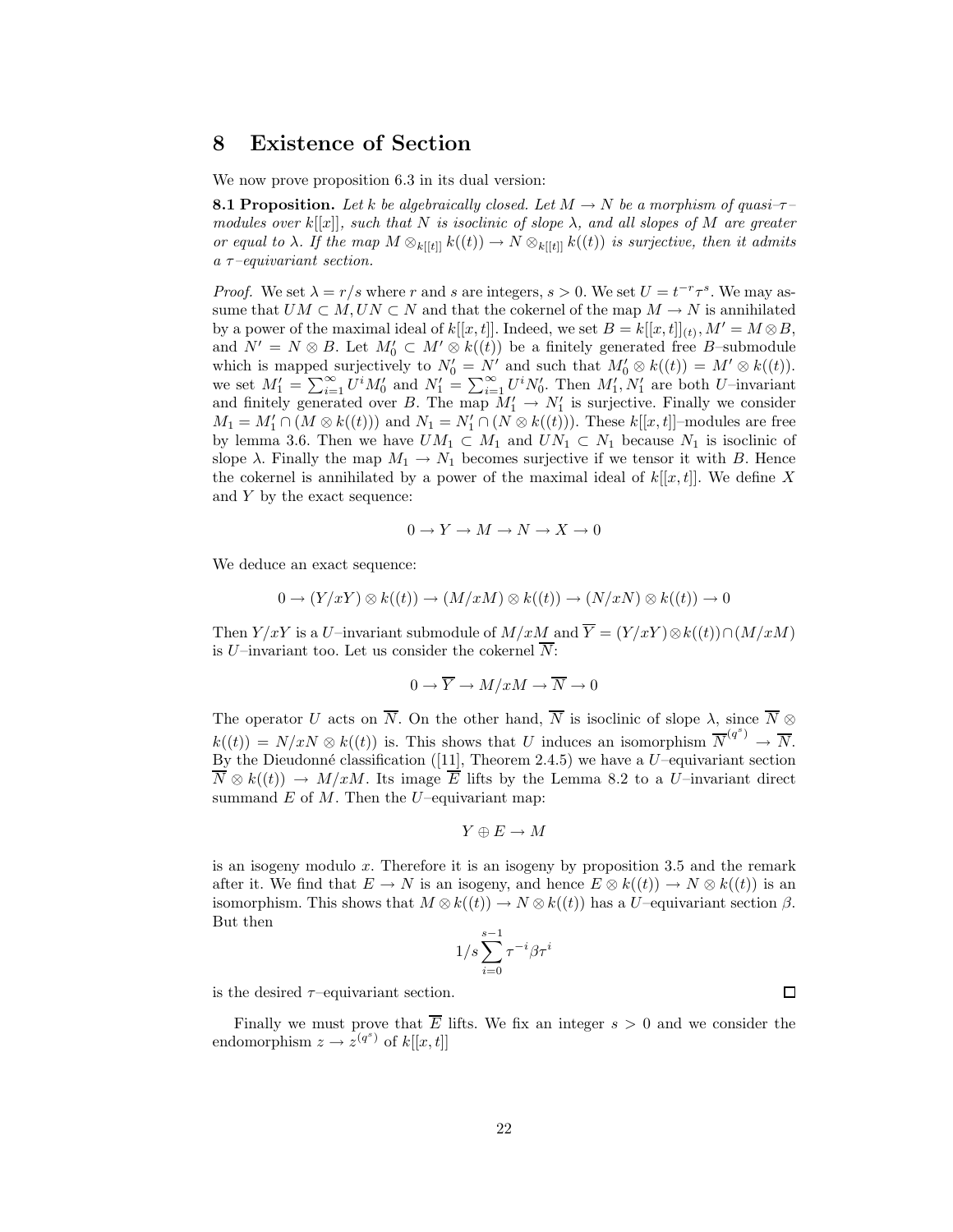# 8 Existence of Section

We now prove proposition 6.3 in its dual version:

**8.1 Proposition.** *Let $k$ be algebraically closed. Let $M \to N$ be a morphism of quasi–$\tau$–modules over $k[[x]]$, such that $N$ is isoclinic of slope $\lambda$, and all slopes of $M$ are greater or equal to $\lambda$. If the map $M \otimes_{k[[t]]} k((t)) \to N \otimes_{k[[t]]} k((t))$ is surjective, then it admits a $\tau$–equivariant section.*

*Proof.* We set $\lambda = r/s$ where $r$ and $s$ are integers, $s > 0$. We set $U = t^{-r}\tau^s$. We may assume that $UM \subset M, UN \subset N$ and that the cokernel of the map $M \to N$ is annihilated by a power of the maximal ideal of $k[[x,t]]$. Indeed, we set $B = k[[x,t]]_{(t)}, M' = M \otimes B$, and $N' = N \otimes B$. Let $M'_0 \subset M' \otimes k((t))$ be a finitely generated free $B$–submodule which is mapped surjectively to $N'_0 = N'$ and such that $M'_0 \otimes k((t)) = M' \otimes k((t))$. we set $M'_1 = \sum_{i=1}^{\infty} U^i M'_0$ and $N'_1 = \sum_{i=1}^{\infty} U^i N'_0$. Then $M'_1, N'_1$ are both $U$–invariant and finitely generated over $B$. The map $M'_1 \to N'_1$ is surjective. Finally we consider $M_1 = M'_1 \cap (M \otimes k((t)))$ and $N_1 = N'_1 \cap (N \otimes k((t)))$. These $k[[x,t]]$–modules are free by lemma 3.6. Then we have $UM_1 \subset M_1$ and $UN_1 \subset N_1$ because $N_1$ is isoclinic of slope $\lambda$. Finally the map $M_1 \to N_1$ becomes surjective if we tensor it with $B$. Hence the cokernel is annihilated by a power of the maximal ideal of $k[[x,t]]$. We define $X$ and $Y$ by the exact sequence:

$$0 \to Y \to M \to N \to X \to 0$$

We deduce an exact sequence:

$$0 \to (Y/xY) \otimes k((t)) \to (M/xM) \otimes k((t)) \to (N/xN) \otimes k((t)) \to 0$$

Then $Y/xY$ is a $U$–invariant submodule of $M/xM$ and $\overline{Y} = (Y/xY) \otimes k((t)) \cap (M/xM)$ is $U$–invariant too. Let us consider the cokernel $\overline{N}$:

$$0 \to \overline{Y} \to M/xM \to \overline{N} \to 0$$

The operator $U$ acts on $\overline{N}$. On the other hand, $\overline{N}$ is isoclinic of slope $\lambda$, since $\overline{N} \otimes k((t)) = N/xN \otimes k((t))$ is. This shows that $U$ induces an isomorphism $\overline{N}^{(q^s)} \to \overline{N}$. By the Dieudonné classification ([11], Theorem 2.4.5) we have a $U$–equivariant section $\overline{N} \otimes k((t)) \to M/xM$. Its image $\overline{E}$ lifts by the Lemma 8.2 to a $U$–invariant direct summand $E$ of $M$. Then the $U$–equivariant map:

$$Y \oplus E \to M$$

is an isogeny modulo $x$. Therefore it is an isogeny by proposition 3.5 and the remark after it. We find that $E \to N$ is an isogeny, and hence $E \otimes k((t)) \to N \otimes k((t))$ is an isomorphism. This shows that $M \otimes k((t)) \to N \otimes k((t))$ has a $U$–equivariant section $\beta$. But then

$$1/s \sum_{i=0}^{s-1} \tau^{-i} \beta \tau^i$$

is the desired $\tau$–equivariant section. $\square$

Finally we must prove that $\overline{E}$ lifts. We fix an integer $s > 0$ and we consider the endomorphism $z \to z^{(q^s)}$ of $k[[x,t]]$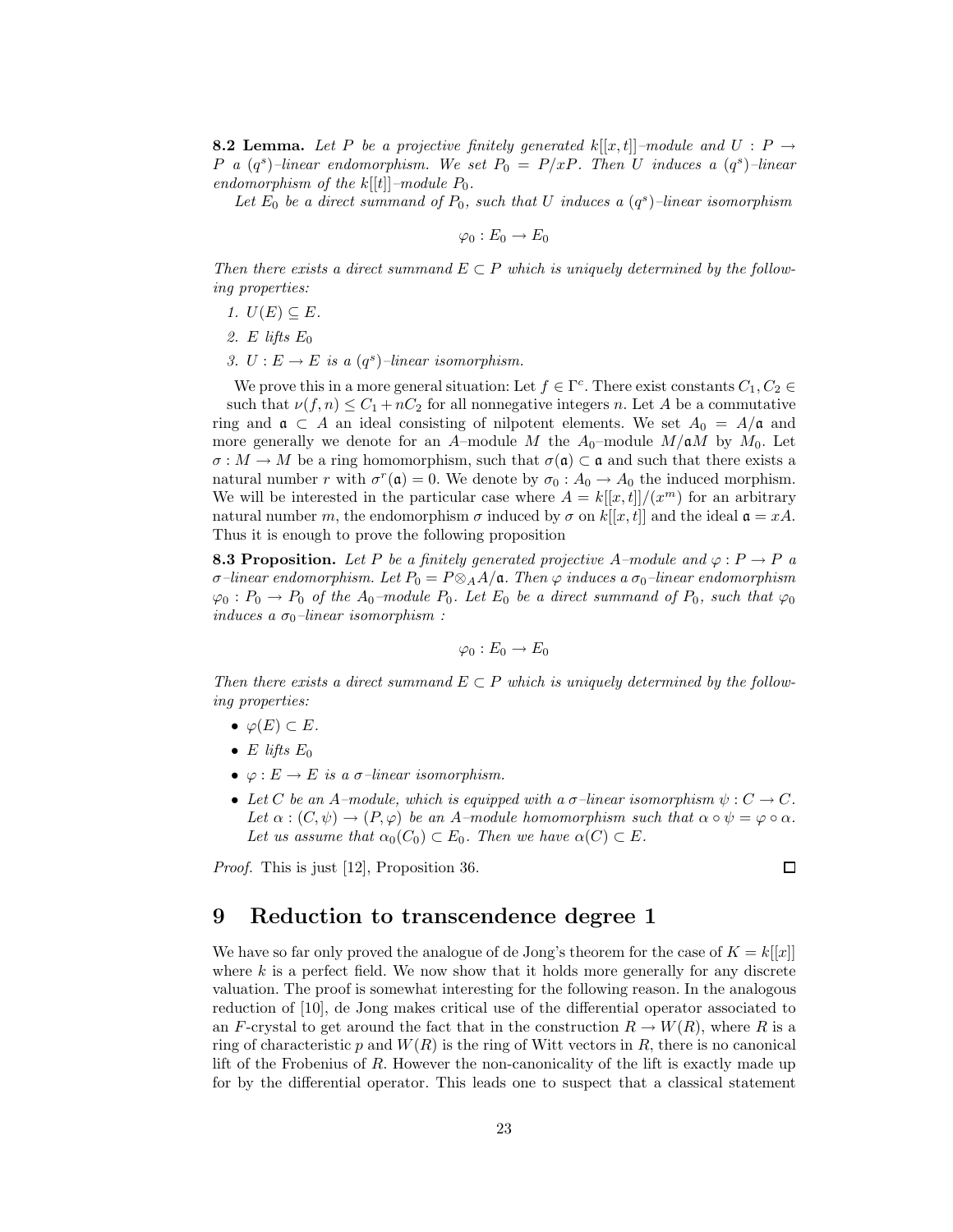**8.2 Lemma.** *Let $P$ be a projective finitely generated $k[[x,t]]$–module and $U : P \to P$ a $(q^s)$–linear endomorphism. We set $P_0 = P/xP$. Then $U$ induces a $(q^s)$–linear endomorphism of the $k[[t]]$–module $P_0$.*

*Let $E_0$ be a direct summand of $P_0$, such that $U$ induces a $(q^s)$–linear isomorphism*

$$\varphi_0 : E_0 \to E_0$$

*Then there exists a direct summand $E \subset P$ which is uniquely determined by the following properties:*

1. *$U(E) \subseteq E$.*
2. *$E$ lifts $E_0$*
3. *$U : E \to E$ is a $(q^s)$–linear isomorphism.*

We prove this in a more general situation: Let $f \in \Gamma^c$. There exist constants $C_1, C_2 \in$ such that $\nu(f,n) \leq C_1 + nC_2$ for all nonnegative integers $n$. Let $A$ be a commutative ring and $\mathfrak{a} \subset A$ an ideal consisting of nilpotent elements. We set $A_0 = A/\mathfrak{a}$ and more generally we denote for an $A$–module $M$ the $A_0$–module $M/\mathfrak{a}M$ by $M_0$. Let $\sigma : M \to M$ be a ring homomorphism, such that $\sigma(\mathfrak{a}) \subset \mathfrak{a}$ and such that there exists a natural number $r$ with $\sigma^r(\mathfrak{a}) = 0$. We denote by $\sigma_0 : A_0 \to A_0$ the induced morphism. We will be interested in the particular case where $A = k[[x,t]]/(x^m)$ for an arbitrary natural number $m$, the endomorphism $\sigma$ induced by $\sigma$ on $k[[x,t]]$ and the ideal $\mathfrak{a} = xA$. Thus it is enough to prove the following proposition

**8.3 Proposition.** *Let $P$ be a finitely generated projective $A$–module and $\varphi : P \to P$ a $\sigma$–linear endomorphism. Let $P_0 = P \otimes_A A/\mathfrak{a}$. Then $\varphi$ induces a $\sigma_0$–linear endomorphism $\varphi_0 : P_0 \to P_0$ of the $A_0$–module $P_0$. Let $E_0$ be a direct summand of $P_0$, such that $\varphi_0$ induces a $\sigma_0$–linear isomorphism :*

$$\varphi_0 : E_0 \to E_0$$

*Then there exists a direct summand $E \subset P$ which is uniquely determined by the following properties:*

- *$\varphi(E) \subset E$.*
- *$E$ lifts $E_0$*
- *$\varphi : E \to E$ is a $\sigma$–linear isomorphism.*
- *Let $C$ be an $A$–module, which is equipped with a $\sigma$–linear isomorphism $\psi : C \to C$. Let $\alpha : (C, \psi) \to (P, \varphi)$ be an $A$–module homomorphism such that $\alpha \circ \psi = \varphi \circ \alpha$. Let us assume that $\alpha_0(C_0) \subset E_0$. Then we have $\alpha(C) \subset E$.*

*Proof.* This is just [12], Proposition 36. □

# 9 Reduction to transcendence degree 1

We have so far only proved the analogue of de Jong's theorem for the case of $K = k[[x]]$ where $k$ is a perfect field. We now show that it holds more generally for any discrete valuation. The proof is somewhat interesting for the following reason. In the analogous reduction of [10], de Jong makes critical use of the differential operator associated to an $F$-crystal to get around the fact that in the construction $R \to W(R)$, where $R$ is a ring of characteristic $p$ and $W(R)$ is the ring of Witt vectors in $R$, there is no canonical lift of the Frobenius of $R$. However the non-canonicality of the lift is exactly made up for by the differential operator. This leads one to suspect that a classical statement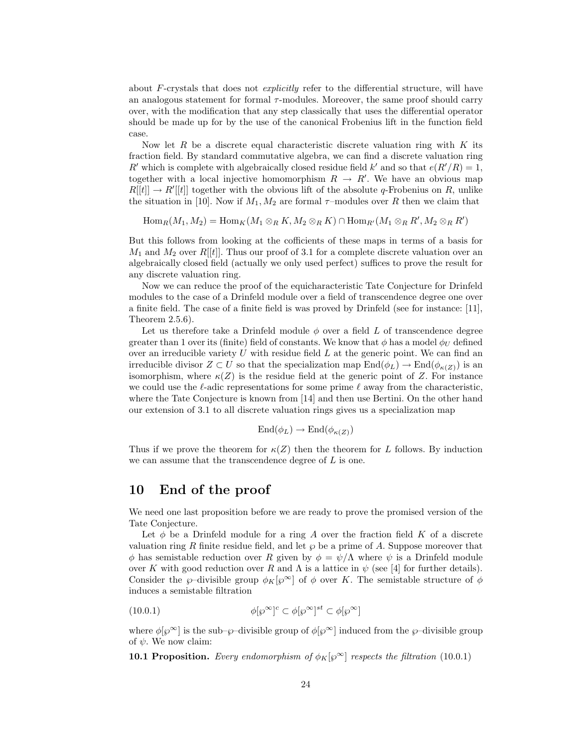about $F$-crystals that does not *explicitly* refer to the differential structure, will have an analogous statement for formal $\tau$-modules. Moreover, the same proof should carry over, with the modification that any step classically that uses the differential operator should be made up for by the use of the canonical Frobenius lift in the function field case.

Now let $R$ be a discrete equal characteristic discrete valuation ring with $K$ its fraction field. By standard commutative algebra, we can find a discrete valuation ring $R'$ which is complete with algebraically closed residue field $k'$ and so that $e(R'/R) = 1$, together with a local injective homomorphism $R \to R'$. We have an obvious map $R[[t]] \to R'[[t]]$ together with the obvious lift of the absolute $q$-Frobenius on $R$, unlike the situation in [10]. Now if $M_1, M_2$ are formal $\tau$–modules over $R$ then we claim that

$$\mathrm{Hom}_R(M_1, M_2) = \mathrm{Hom}_K(M_1 \otimes_R K, M_2 \otimes_R K) \cap \mathrm{Hom}_{R'}(M_1 \otimes_R R', M_2 \otimes_R R')$$

But this follows from looking at the cofficients of these maps in terms of a basis for $M_1$ and $M_2$ over $R[[t]]$. Thus our proof of 3.1 for a complete discrete valuation over an algebraically closed field (actually we only used perfect) suffices to prove the result for any discrete valuation ring.

Now we can reduce the proof of the equicharacteristic Tate Conjecture for Drinfeld modules to the case of a Drinfeld module over a field of transcendence degree one over a finite field. The case of a finite field is was proved by Drinfeld (see for instance: [11], Theorem 2.5.6).

Let us therefore take a Drinfeld module $\phi$ over a field $L$ of transcendence degree greater than 1 over its (finite) field of constants. We know that $\phi$ has a model $\phi_U$ defined over an irreducible variety $U$ with residue field $L$ at the generic point. We can find an irreducible divisor $Z \subset U$ so that the specialization map $\mathrm{End}(\phi_L) \to \mathrm{End}(\phi_{\kappa(Z)})$ is an isomorphism, where $\kappa(Z)$ is the residue field at the generic point of $Z$. For instance we could use the $\ell$-adic representations for some prime $\ell$ away from the characteristic, where the Tate Conjecture is known from [14] and then use Bertini. On the other hand our extension of 3.1 to all discrete valuation rings gives us a specialization map

$$\mathrm{End}(\phi_L) \to \mathrm{End}(\phi_{\kappa(Z)})$$

Thus if we prove the theorem for $\kappa(Z)$ then the theorem for $L$ follows. By induction we can assume that the transcendence degree of $L$ is one.

# 10 End of the proof

We need one last proposition before we are ready to prove the promised version of the Tate Conjecture.

Let $\phi$ be a Drinfeld module for a ring $A$ over the fraction field $K$ of a discrete valuation ring $R$ finite residue field, and let $\wp$ be a prime of $A$. Suppose moreover that $\phi$ has semistable reduction over $R$ given by $\phi = \psi/\Lambda$ where $\psi$ is a Drinfeld module over $K$ with good reduction over $R$ and $\Lambda$ is a lattice in $\psi$ (see [4] for further details). Consider the $\wp$–divisible group $\phi_K[\wp^\infty]$ of $\phi$ over $K$. The semistable structure of $\phi$ induces a semistable filtration

$$\phi[\wp^\infty]^c \subset \phi[\wp^\infty]^{st} \subset \phi[\wp^\infty] \tag{10.0.1}$$

where $\phi[\wp^\infty]$ is the sub–$\wp$–divisible group of $\phi[\wp^\infty]$ induced from the $\wp$–divisible group of $\psi$. We now claim:

**10.1 Proposition.** *Every endomorphism of $\phi_K[\wp^\infty]$ respects the filtration* (10.0.1)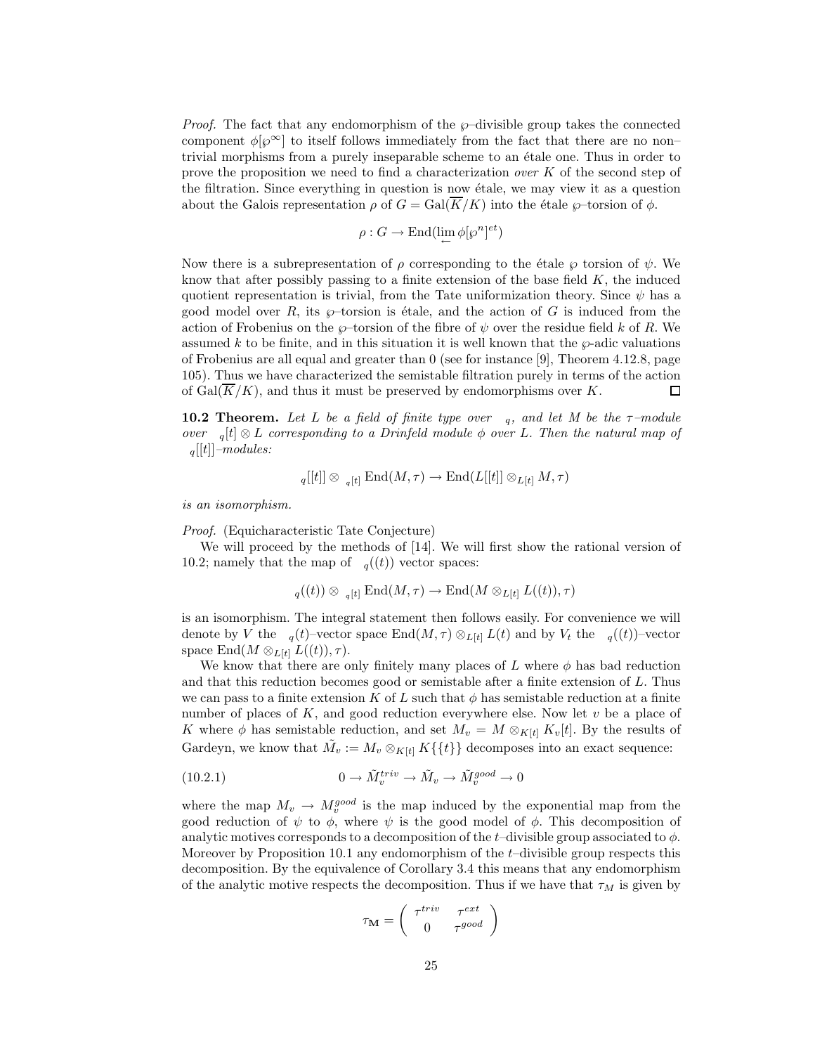*Proof.* The fact that any endomorphism of the $\wp$–divisible group takes the connected component $\phi[\wp^\infty]$ to itself follows immediately from the fact that there are no non–trivial morphisms from a purely inseparable scheme to an étale one. Thus in order to prove the proposition we need to find a characterization *over* $K$ of the second step of the filtration. Since everything in question is now étale, we may view it as a question about the Galois representation $\rho$ of $G = \mathrm{Gal}(\overline{K}/K)$ into the étale $\wp$–torsion of $\phi$.

$$\rho : G \to \mathrm{End}(\lim_{\leftarrow} \phi[\wp^n]^{et})$$

Now there is a subrepresentation of $\rho$ corresponding to the étale $\wp$ torsion of $\psi$. We know that after possibly passing to a finite extension of the base field $K$, the induced quotient representation is trivial, from the Tate uniformization theory. Since $\psi$ has a good model over $R$, its $\wp$–torsion is étale, and the action of $G$ is induced from the action of Frobenius on the $\wp$–torsion of the fibre of $\psi$ over the residue field $k$ of $R$. We assumed $k$ to be finite, and in this situation it is well known that the $\wp$-adic valuations of Frobenius are all equal and greater than 0 (see for instance [9], Theorem 4.12.8, page 105). Thus we have characterized the semistable filtration purely in terms of the action of $\mathrm{Gal}(\overline{K}/K)$, and thus it must be preserved by endomorphisms over $K$. ☐

**10.2 Theorem.** *Let $L$ be a field of finite type over $\mathbb{F}_q$, and let $M$ be the $\tau$–module over $\mathbb{F}_q[t] \otimes L$ corresponding to a Drinfeld module $\phi$ over $L$. Then the natural map of $\mathbb{F}_q[[t]]$–modules:*

$$\mathbb{F}_q[[t]] \otimes_{\mathbb{F}_q[t]} \mathrm{End}(M, \tau) \to \mathrm{End}(L[[t]] \otimes_{L[t]} M, \tau)$$

*is an isomorphism.*

*Proof.* (Equicharacteristic Tate Conjecture)

We will proceed by the methods of [14]. We will first show the rational version of 10.2; namely that the map of $\mathbb{F}_q((t))$ vector spaces:

$$\mathbb{F}_q((t)) \otimes_{\mathbb{F}_q[t]} \mathrm{End}(M, \tau) \to \mathrm{End}(M \otimes_{L[t]} L((t)), \tau)$$

is an isomorphism. The integral statement then follows easily. For convenience we will denote by $V$ the $\mathbb{F}_q(t)$–vector space $\mathrm{End}(M, \tau) \otimes_{L[t]} L(t)$ and by $V_t$ the $\mathbb{F}_q((t))$–vector space $\mathrm{End}(M \otimes_{L[t]} L((t)), \tau)$.

We know that there are only finitely many places of $L$ where $\phi$ has bad reduction and that this reduction becomes good or semistable after a finite extension of $L$. Thus we can pass to a finite extension $K$ of $L$ such that $\phi$ has semistable reduction at a finite number of places of $K$, and good reduction everywhere else. Now let $v$ be a place of $K$ where $\phi$ has semistable reduction, and set $M_v = M \otimes_{K[t]} K_v[t]$. By the results of Gardeyn, we know that $\tilde{M}_v := M_v \otimes_{K[t]} K\{\{t\}\}$ decomposes into an exact sequence:

$$0 \to \tilde{M}_v^{triv} \to \tilde{M}_v \to \tilde{M}_v^{good} \to 0 \tag{10.2.1}$$

where the map $M_v \to M_v^{good}$ is the map induced by the exponential map from the good reduction of $\psi$ to $\phi$, where $\psi$ is the good model of $\phi$. This decomposition of analytic motives corresponds to a decomposition of the $t$–divisible group associated to $\phi$. Moreover by Proposition 10.1 any endomorphism of the $t$–divisible group respects this decomposition. By the equivalence of Corollary 3.4 this means that any endomorphism of the analytic motive respects the decomposition. Thus if we have that $\tau_M$ is given by

$$\tau_{\mathbf{M}} = \begin{pmatrix} \tau^{triv} & \tau^{ext} \\ 0 & \tau^{good} \end{pmatrix}$$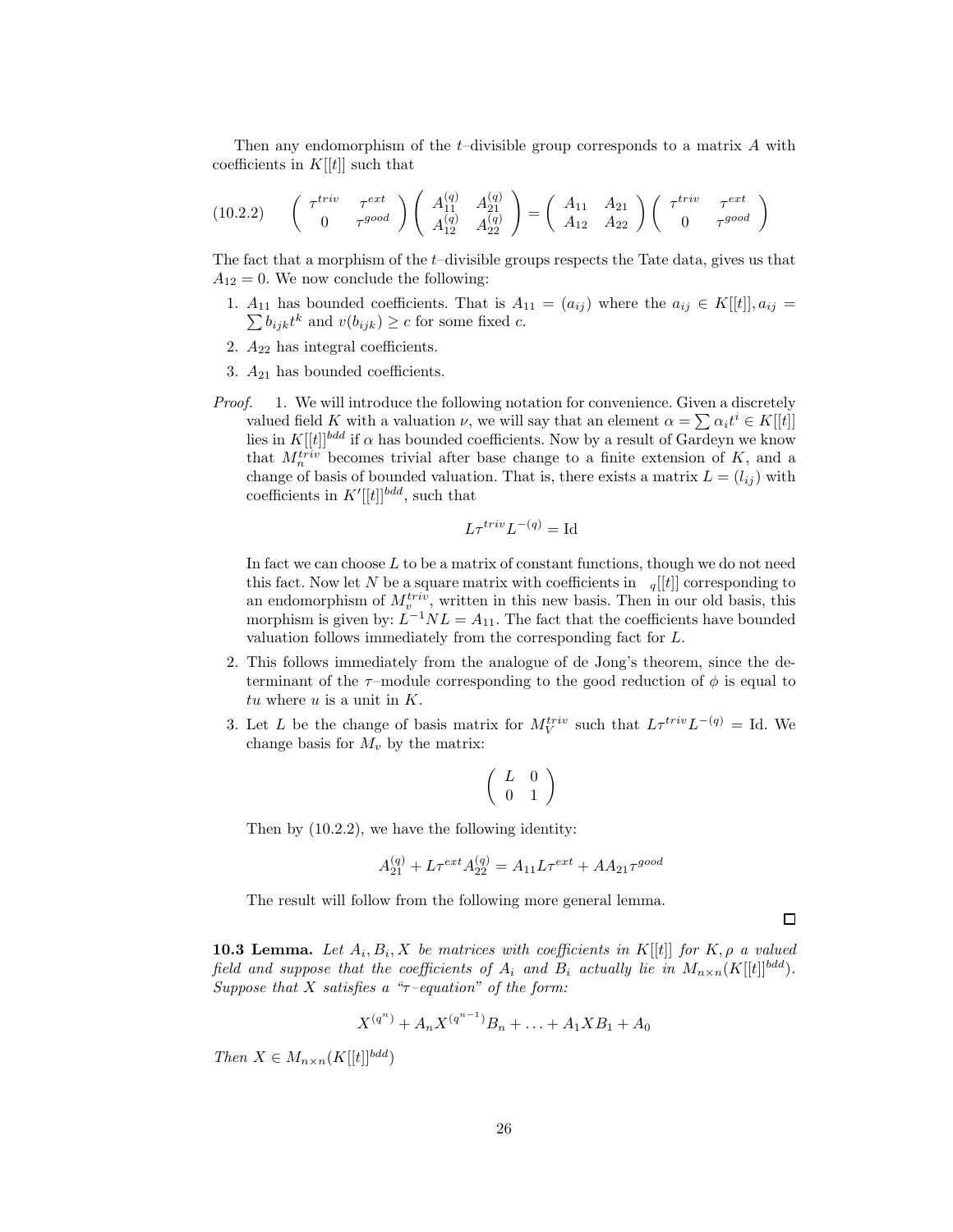Then any endomorphism of the $t$–divisible group corresponds to a matrix $A$ with coefficients in $K[[t]]$ such that

$$
(10.2.2) \qquad \begin{pmatrix} \tau^{triv} & \tau^{ext} \\ 0 & \tau^{good} \end{pmatrix} \begin{pmatrix} A_{11}^{(q)} & A_{21}^{(q)} \\ A_{12}^{(q)} & A_{22}^{(q)} \end{pmatrix} = \begin{pmatrix} A_{11} & A_{21} \\ A_{12} & A_{22} \end{pmatrix} \begin{pmatrix} \tau^{triv} & \tau^{ext} \\ 0 & \tau^{good} \end{pmatrix}
$$

The fact that a morphism of the $t$–divisible groups respects the Tate data, gives us that $A_{12} = 0$. We now conclude the following:

1. $A_{11}$ has bounded coefficients. That is $A_{11} = (a_{ij})$ where the $a_{ij} \in K[[t]], a_{ij} = \sum b_{ijk} t^k$ and $v(b_{ijk}) \geq c$ for some fixed $c$.
2. $A_{22}$ has integral coefficients.
3. $A_{21}$ has bounded coefficients.

*Proof.* 1. We will introduce the following notation for convenience. Given a discretely valued field $K$ with a valuation $\nu$, we will say that an element $\alpha = \sum \alpha_i t^i \in K[[t]]$ lies in $K[[t]]^{bdd}$ if $\alpha$ has bounded coefficients. Now by a result of Gardeyn we know that $M_n^{triv}$ becomes trivial after base change to a finite extension of $K$, and a change of basis of bounded valuation. That is, there exists a matrix $L = (l_{ij})$ with coefficients in $K'[[t]]^{bdd}$, such that

$$
L\tau^{triv}L^{-(q)} = \mathrm{Id}
$$

In fact we can choose $L$ to be a matrix of constant functions, though we do not need this fact. Now let $N$ be a square matrix with coefficients in $_q[[t]]$ corresponding to an endomorphism of $M_v^{triv}$, written in this new basis. Then in our old basis, this morphism is given by: $L^{-1}NL = A_{11}$. The fact that the coefficients have bounded valuation follows immediately from the corresponding fact for $L$.

2. This follows immediately from the analogue of de Jong's theorem, since the determinant of the $\tau$–module corresponding to the good reduction of $\phi$ is equal to $tu$ where $u$ is a unit in $K$.

3. Let $L$ be the change of basis matrix for $M_V^{triv}$ such that $L\tau^{triv}L^{-(q)} = \mathrm{Id}$. We change basis for $M_v$ by the matrix:

$$
\begin{pmatrix} L & 0 \\ 0 & 1 \end{pmatrix}
$$

Then by (10.2.2), we have the following identity:

$$
A_{21}^{(q)} + L\tau^{ext}A_{22}^{(q)} = A_{11}L\tau^{ext} + AA_{21}\tau^{good}
$$

The result will follow from the following more general lemma.

□

**10.3 Lemma.** *Let $A_i, B_i, X$ be matrices with coefficients in $K[[t]]$ for $K, \rho$ a valued field and suppose that the coefficients of $A_i$ and $B_i$ actually lie in $M_{n\times n}(K[[t]]^{bdd})$. Suppose that $X$ satisfies a "$\tau$–equation" of the form:*

$$
X^{(q^n)} + A_n X^{(q^{n-1})} B_n + \ldots + A_1 X B_1 + A_0
$$

*Then $X \in M_{n\times n}(K[[t]]^{bdd})$*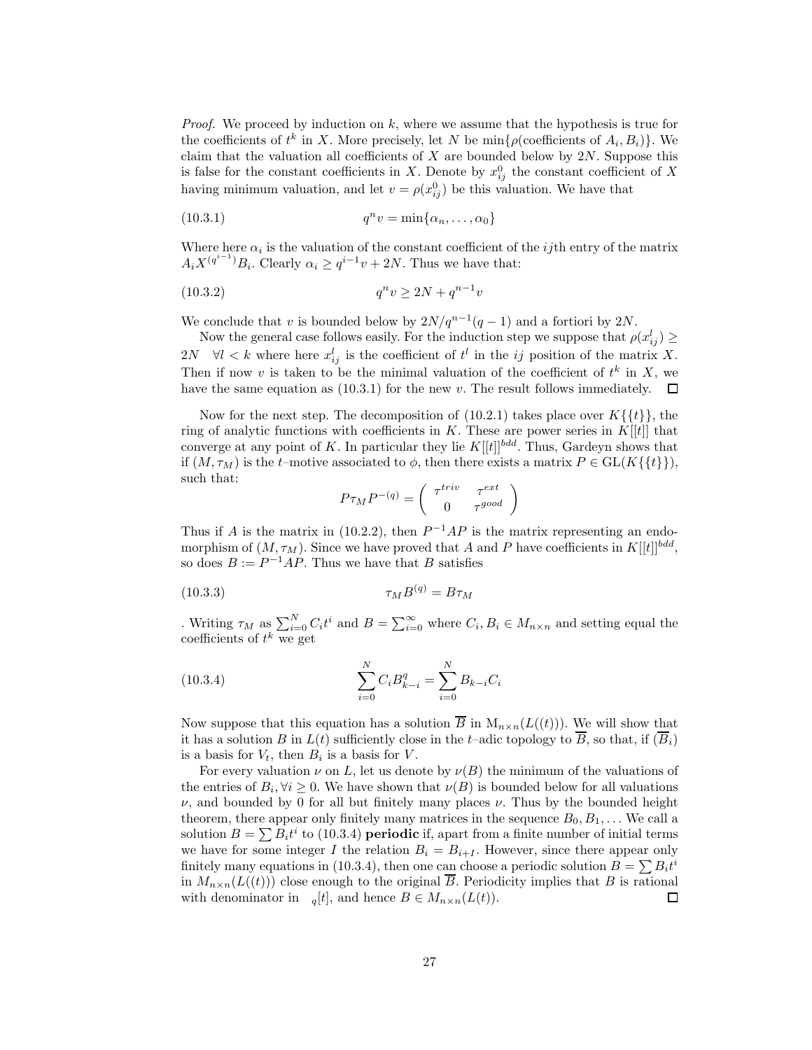*Proof.* We proceed by induction on $k$, where we assume that the hypothesis is true for the coefficients of $t^k$ in $X$. More precisely, let $N$ be $\min\{\rho(\text{coefficients of } A_i, B_i)\}$. We claim that the valuation all coefficients of $X$ are bounded below by $2N$. Suppose this is false for the constant coefficients in $X$. Denote by $x_{ij}^0$ the constant coefficient of $X$ having minimum valuation, and let $v = \rho(x_{ij}^0)$ be this valuation. We have that

$$q^n v = \min\{\alpha_n, \ldots, \alpha_0\} \tag{10.3.1}$$

Where here $\alpha_i$ is the valuation of the constant coefficient of the $ij$th entry of the matrix $A_i X^{(q^{i-1})} B_i$. Clearly $\alpha_i \geq q^{i-1}v + 2N$. Thus we have that:

$$q^n v \geq 2N + q^{n-1}v \tag{10.3.2}$$

We conclude that $v$ is bounded below by $2N/q^{n-1}(q-1)$ and a fortiori by $2N$.

Now the general case follows easily. For the induction step we suppose that $\rho(x_{ij}^l) \geq 2N \quad \forall l < k$ where here $x_{ij}^l$ is the coefficient of $t^l$ in the $ij$ position of the matrix $X$. Then if now $v$ is taken to be the minimal valuation of the coefficient of $t^k$ in $X$, we have the same equation as (10.3.1) for the new $v$. The result follows immediately. □

Now for the next step. The decomposition of (10.2.1) takes place over $K\{\{t\}\}$, the ring of analytic functions with coefficients in $K$. These are power series in $K[[t]]$ that converge at any point of $K$. In particular they lie $K[[t]]^{bdd}$. Thus, Gardeyn shows that if $(M, \tau_M)$ is the $t$–motive associated to $\phi$, then there exists a matrix $P \in \mathrm{GL}(K\{\{t\}\})$, such that:

$$P\tau_M P^{-(q)} = \begin{pmatrix} \tau^{triv} & \tau^{ext} \\ 0 & \tau^{good} \end{pmatrix}$$

Thus if $A$ is the matrix in (10.2.2), then $P^{-1}AP$ is the matrix representing an endomorphism of $(M, \tau_M)$. Since we have proved that $A$ and $P$ have coefficients in $K[[t]]^{bdd}$, so does $B := P^{-1}AP$. Thus we have that $B$ satisfies

$$\tau_M B^{(q)} = B\tau_M \tag{10.3.3}$$

. Writing $\tau_M$ as $\sum_{i=0}^N C_i t^i$ and $B = \sum_{i=0}^\infty$ where $C_i, B_i \in M_{n\times n}$ and setting equal the coefficients of $t^k$ we get

$$\sum_{i=0}^N C_i B_{k-i}^q = \sum_{i=0}^N B_{k-i} C_i \tag{10.3.4}$$

Now suppose that this equation has a solution $\overline{B}$ in $\mathrm{M}_{n\times n}(L((t)))$. We will show that it has a solution $B$ in $L(t)$ sufficiently close in the $t$–adic topology to $\overline{B}$, so that, if $(\overline{B_i})$ is a basis for $V_t$, then $B_i$ is a basis for $V$.

For every valuation $\nu$ on $L$, let us denote by $\nu(B)$ the minimum of the valuations of the entries of $B_i, \forall i \geq 0$. We have shown that $\nu(B)$ is bounded below for all valuations $\nu$, and bounded by 0 for all but finitely many places $\nu$. Thus by the bounded height theorem, there appear only finitely many matrices in the sequence $B_0, B_1, \ldots$ We call a solution $B = \sum B_i t^i$ to (10.3.4) **periodic** if, apart from a finite number of initial terms we have for some integer $I$ the relation $B_i = B_{i+I}$. However, since there appear only finitely many equations in (10.3.4), then one can choose a periodic solution $B = \sum B_i t^i$ in $M_{n\times n}(L((t)))$ close enough to the original $\overline{B}$. Periodicity implies that $B$ is rational with denominator in $\mathbb{F}_q[t]$, and hence $B \in M_{n\times n}(L(t))$. □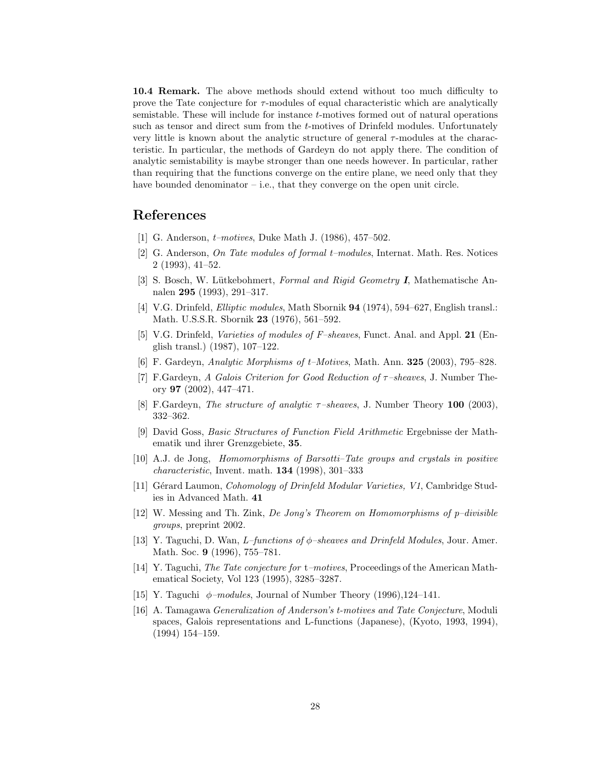**10.4 Remark.** The above methods should extend without too much difficulty to prove the Tate conjecture for $\tau$-modules of equal characteristic which are analytically semistable. These will include for instance $t$-motives formed out of natural operations such as tensor and direct sum from the $t$-motives of Drinfeld modules. Unfortunately very little is known about the analytic structure of general $\tau$-modules at the characteristic. In particular, the methods of Gardeyn do not apply there. The condition of analytic semistability is maybe stronger than one needs however. In particular, rather than requiring that the functions converge on the entire plane, we need only that they have bounded denominator – i.e., that they converge on the open unit circle.

# References

[1] G. Anderson, *t–motives*, Duke Math J. (1986), 457–502.

[2] G. Anderson, *On Tate modules of formal t–modules*, Internat. Math. Res. Notices 2 (1993), 41–52.

[3] S. Bosch, W. Lütkebohmert, *Formal and Rigid Geometry **I***, Mathematische Annalen **295** (1993), 291–317.

[4] V.G. Drinfeld, *Elliptic modules*, Math Sbornik **94** (1974), 594–627, English transl.: Math. U.S.S.R. Sbornik **23** (1976), 561–592.

[5] V.G. Drinfeld, *Varieties of modules of F–sheaves*, Funct. Anal. and Appl. **21** (English transl.) (1987), 107–122.

[6] F. Gardeyn, *Analytic Morphisms of t–Motives*, Math. Ann. **325** (2003), 795–828.

[7] F.Gardeyn, *A Galois Criterion for Good Reduction of $\tau$–sheaves*, J. Number Theory **97** (2002), 447–471.

[8] F.Gardeyn, *The structure of analytic $\tau$–sheaves*, J. Number Theory **100** (2003), 332–362.

[9] David Goss, *Basic Structures of Function Field Arithmetic* Ergebnisse der Mathematik und ihrer Grenzgebiete, **35**.

[10] A.J. de Jong, *Homomorphisms of Barsotti–Tate groups and crystals in positive characteristic*, Invent. math. **134** (1998), 301–333

[11] Gérard Laumon, *Cohomology of Drinfeld Modular Varieties, V1*, Cambridge Studies in Advanced Math. **41**

[12] W. Messing and Th. Zink, *De Jong's Theorem on Homomorphisms of p–divisible groups*, preprint 2002.

[13] Y. Taguchi, D. Wan, *L–functions of $\phi$–sheaves and Drinfeld Modules*, Jour. Amer. Math. Soc. **9** (1996), 755–781.

[14] Y. Taguchi, *The Tate conjecture for* t*–motives*, Proceedings of the American Mathematical Society, Vol 123 (1995), 3285–3287.

[15] Y. Taguchi *$\phi$–modules*, Journal of Number Theory (1996),124–141.

[16] A. Tamagawa *Generalization of Anderson's t-motives and Tate Conjecture*, Moduli spaces, Galois representations and L-functions (Japanese), (Kyoto, 1993, 1994), (1994) 154–159.